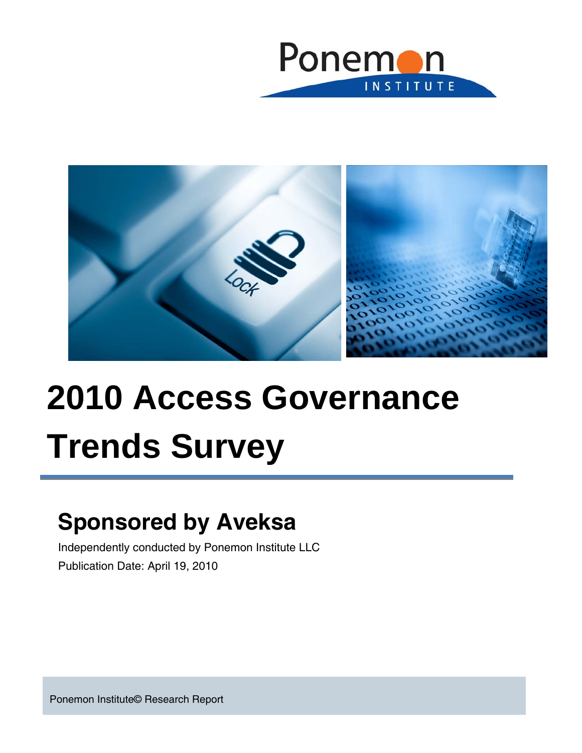# 2010 Access Governance Trends Survey

## Sponsored by Aveksa

Independently conducted by Ponemon Institute LLC

Publication Date: April 19, 2010

Ponemon Institute© Research Report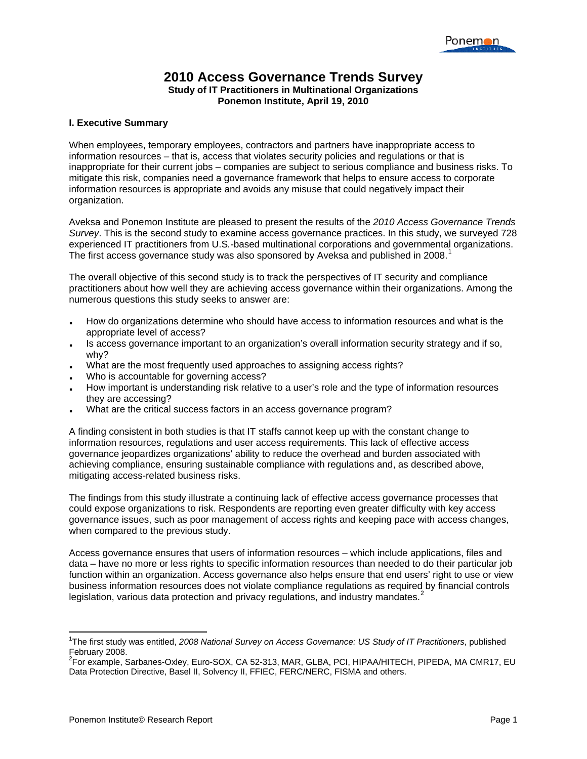# 2010 Access Governance Trends Survey

**Study of IT Practitioners in Multinational Organizations**
**Ponemon Institute, April 19, 2010**

### I. Executive Summary

When employees, temporary employees, contractors and partners have inappropriate access to information resources – that is, access that violates security policies and regulations or that is inappropriate for their current jobs – companies are subject to serious compliance and business risks. To mitigate this risk, companies need a governance framework that helps to ensure access to corporate information resources is appropriate and avoids any misuse that could negatively impact their organization.

Aveksa and Ponemon Institute are pleased to present the results of the *2010 Access Governance Trends Survey*. This is the second study to examine access governance practices. In this study, we surveyed 728 experienced IT practitioners from U.S.-based multinational corporations and governmental organizations. The first access governance study was also sponsored by Aveksa and published in 2008.[1]

The overall objective of this second study is to track the perspectives of IT security and compliance practitioners about how well they are achieving access governance within their organizations. Among the numerous questions this study seeks to answer are:

- How do organizations determine who should have access to information resources and what is the appropriate level of access?
- Is access governance important to an organization's overall information security strategy and if so, why?
- What are the most frequently used approaches to assigning access rights?
- Who is accountable for governing access?
- How important is understanding risk relative to a user's role and the type of information resources they are accessing?
- What are the critical success factors in an access governance program?

A finding consistent in both studies is that IT staffs cannot keep up with the constant change to information resources, regulations and user access requirements. This lack of effective access governance jeopardizes organizations' ability to reduce the overhead and burden associated with achieving compliance, ensuring sustainable compliance with regulations and, as described above, mitigating access-related business risks.

The findings from this study illustrate a continuing lack of effective access governance processes that could expose organizations to risk. Respondents are reporting even greater difficulty with key access governance issues, such as poor management of access rights and keeping pace with access changes, when compared to the previous study.

Access governance ensures that users of information resources – which include applications, files and data – have no more or less rights to specific information resources than needed to do their particular job function within an organization. Access governance also helps ensure that end users' right to use or view business information resources does not violate compliance regulations as required by financial controls legislation, various data protection and privacy regulations, and industry mandates.[2]

---

[1] The first study was entitled, *2008 National Survey on Access Governance: US Study of IT Practitioners*, published February 2008.

[2] For example, Sarbanes-Oxley, Euro-SOX, CA 52-313, MAR, GLBA, PCI, HIPAA/HITECH, PIPEDA, MA CMR17, EU Data Protection Directive, Basel II, Solvency II, FFIEC, FERC/NERC, FISMA and others.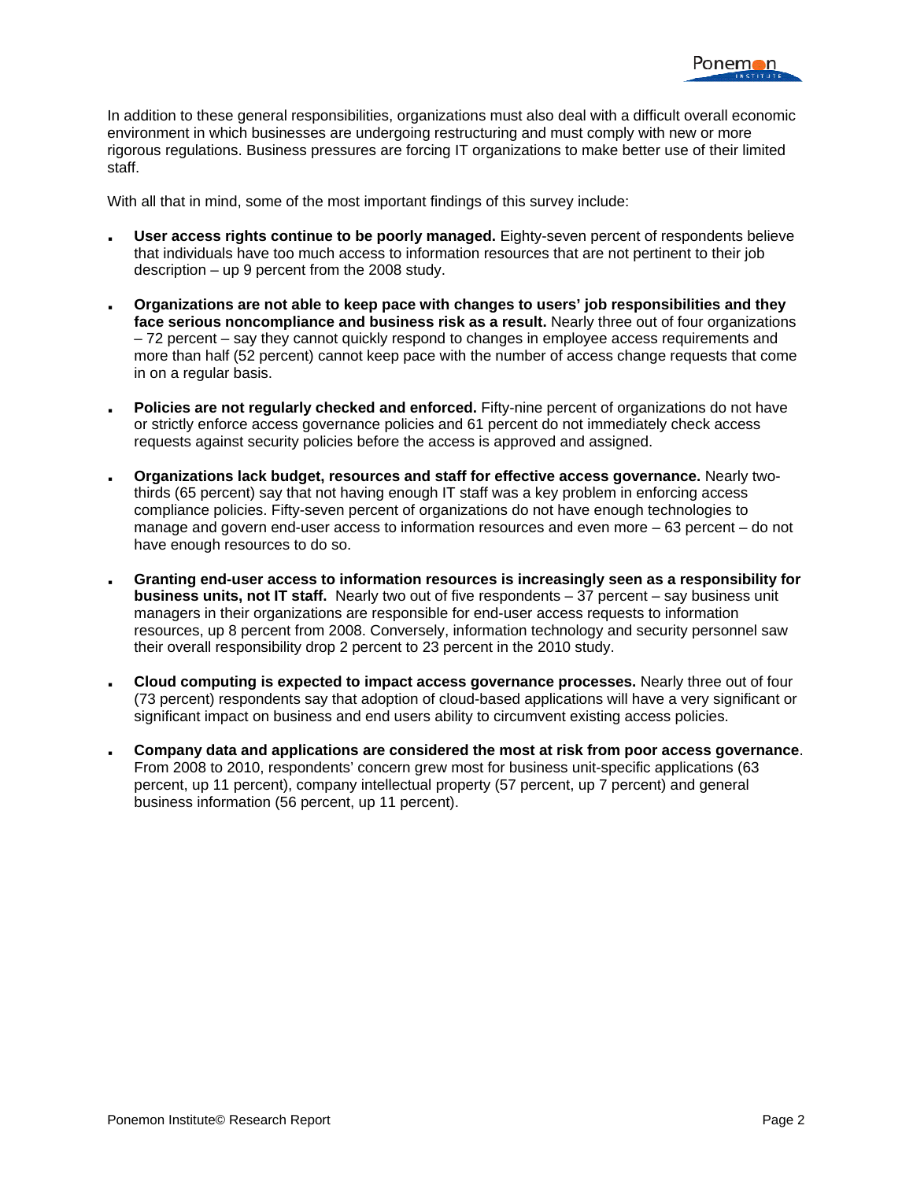In addition to these general responsibilities, organizations must also deal with a difficult overall economic environment in which businesses are undergoing restructuring and must comply with new or more rigorous regulations. Business pressures are forcing IT organizations to make better use of their limited staff.

With all that in mind, some of the most important findings of this survey include:

- **User access rights continue to be poorly managed.** Eighty-seven percent of respondents believe that individuals have too much access to information resources that are not pertinent to their job description – up 9 percent from the 2008 study.
- **Organizations are not able to keep pace with changes to users' job responsibilities and they face serious noncompliance and business risk as a result.** Nearly three out of four organizations – 72 percent – say they cannot quickly respond to changes in employee access requirements and more than half (52 percent) cannot keep pace with the number of access change requests that come in on a regular basis.
- **Policies are not regularly checked and enforced.** Fifty-nine percent of organizations do not have or strictly enforce access governance policies and 61 percent do not immediately check access requests against security policies before the access is approved and assigned.
- **Organizations lack budget, resources and staff for effective access governance.** Nearly two-thirds (65 percent) say that not having enough IT staff was a key problem in enforcing access compliance policies. Fifty-seven percent of organizations do not have enough technologies to manage and govern end-user access to information resources and even more – 63 percent – do not have enough resources to do so.
- **Granting end-user access to information resources is increasingly seen as a responsibility for business units, not IT staff.** Nearly two out of five respondents – 37 percent – say business unit managers in their organizations are responsible for end-user access requests to information resources, up 8 percent from 2008. Conversely, information technology and security personnel saw their overall responsibility drop 2 percent to 23 percent in the 2010 study.
- **Cloud computing is expected to impact access governance processes.** Nearly three out of four (73 percent) respondents say that adoption of cloud-based applications will have a very significant or significant impact on business and end users ability to circumvent existing access policies.
- **Company data and applications are considered the most at risk from poor access governance**. From 2008 to 2010, respondents' concern grew most for business unit-specific applications (63 percent, up 11 percent), company intellectual property (57 percent, up 7 percent) and general business information (56 percent, up 11 percent).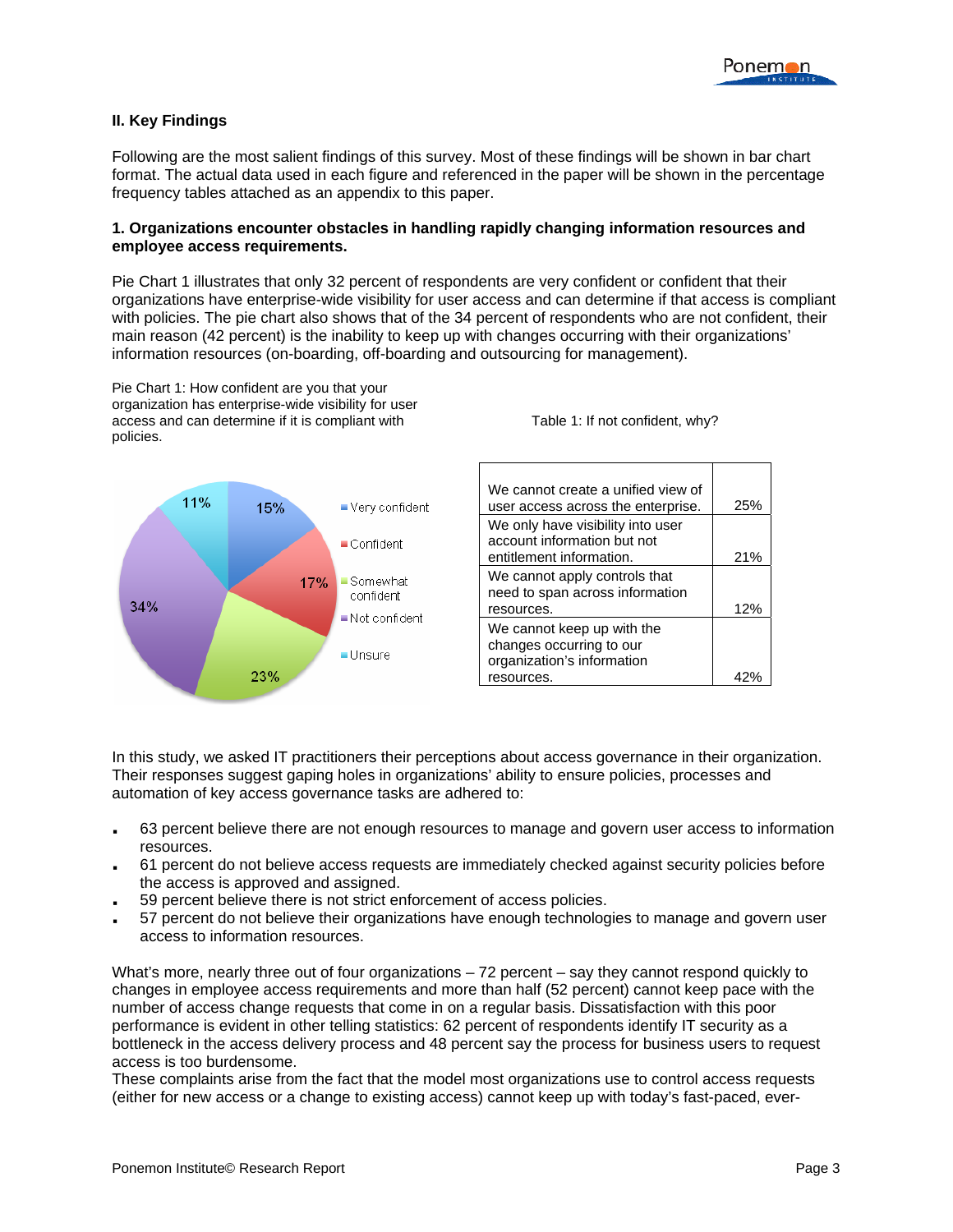## II. Key Findings

Following are the most salient findings of this survey. Most of these findings will be shown in bar chart format. The actual data used in each figure and referenced in the paper will be shown in the percentage frequency tables attached as an appendix to this paper.

### 1. Organizations encounter obstacles in handling rapidly changing information resources and employee access requirements.

Pie Chart 1 illustrates that only 32 percent of respondents are very confident or confident that their organizations have enterprise-wide visibility for user access and can determine if that access is compliant with policies. The pie chart also shows that of the 34 percent of respondents who are not confident, their main reason (42 percent) is the inability to keep up with changes occurring with their organizations' information resources (on-boarding, off-boarding and outsourcing for management).

Pie Chart 1: How confident are you that your organization has enterprise-wide visibility for user access and can determine if it is compliant with policies.

| Response | Percent |
|---|---|
| Very confident | 15% |
| Confident | 17% |
| Somewhat confident | 23% |
| Not confident | 34% |
| Unsure | 11% |

Table 1: If not confident, why?

| Reason | Percent |
|---|---|
| We cannot create a unified view of user access across the enterprise. | 25% |
| We only have visibility into user account information but not entitlement information. | 21% |
| We cannot apply controls that need to span across information resources. | 12% |
| We cannot keep up with the changes occurring to our organization's information resources. | 42% |

In this study, we asked IT practitioners their perceptions about access governance in their organization. Their responses suggest gaping holes in organizations' ability to ensure policies, processes and automation of key access governance tasks are adhered to:

- 63 percent believe there are not enough resources to manage and govern user access to information resources.
- 61 percent do not believe access requests are immediately checked against security policies before the access is approved and assigned.
- 59 percent believe there is not strict enforcement of access policies.
- 57 percent do not believe their organizations have enough technologies to manage and govern user access to information resources.

What's more, nearly three out of four organizations – 72 percent – say they cannot respond quickly to changes in employee access requirements and more than half (52 percent) cannot keep pace with the number of access change requests that come in on a regular basis. Dissatisfaction with this poor performance is evident in other telling statistics: 62 percent of respondents identify IT security as a bottleneck in the access delivery process and 48 percent say the process for business users to request access is too burdensome.

These complaints arise from the fact that the model most organizations use to control access requests (either for new access or a change to existing access) cannot keep up with today's fast-paced, ever-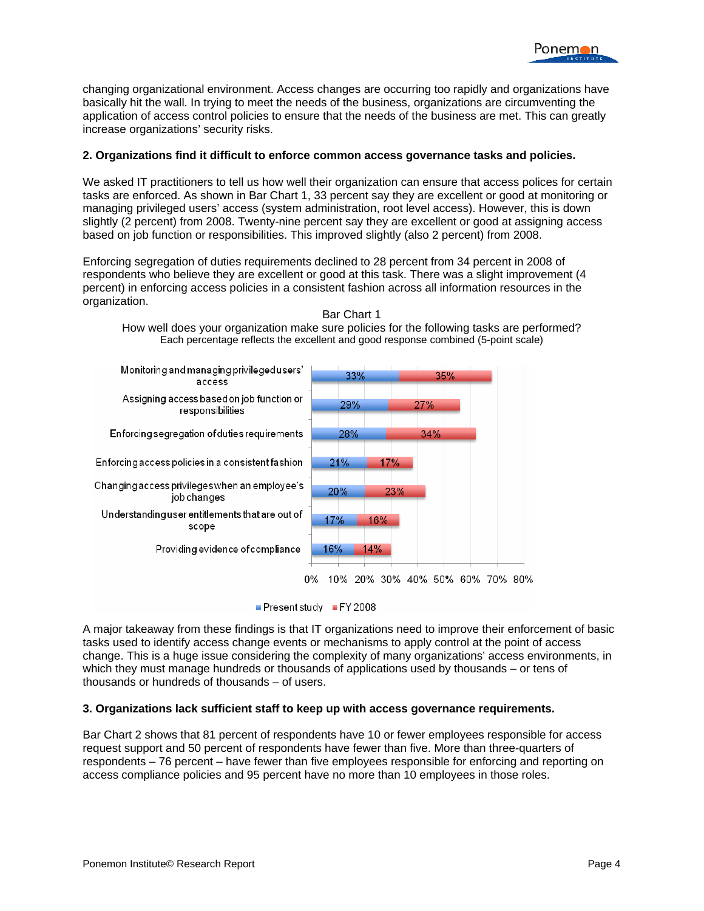changing organizational environment. Access changes are occurring too rapidly and organizations have basically hit the wall. In trying to meet the needs of the business, organizations are circumventing the application of access control policies to ensure that the needs of the business are met. This can greatly increase organizations' security risks.

**2. Organizations find it difficult to enforce common access governance tasks and policies.**

We asked IT practitioners to tell us how well their organization can ensure that access polices for certain tasks are enforced. As shown in Bar Chart 1, 33 percent say they are excellent or good at monitoring or managing privileged users' access (system administration, root level access). However, this is down slightly (2 percent) from 2008. Twenty-nine percent say they are excellent or good at assigning access based on job function or responsibilities. This improved slightly (also 2 percent) from 2008.

Enforcing segregation of duties requirements declined to 28 percent from 34 percent in 2008 of respondents who believe they are excellent or good at this task. There was a slight improvement (4 percent) in enforcing access policies in a consistent fashion across all information resources in the organization.

Bar Chart 1

How well does your organization make sure policies for the following tasks are performed?

Each percentage reflects the excellent and good response combined (5-point scale)

| Task | Present study | FY 2008 |
|---|---|---|
| Monitoring and managing privileged users' access | 33% | 35% |
| Assigning access based on job function or responsibilities | 29% | 27% |
| Enforcing segregation of duties requirements | 28% | 34% |
| Enforcing access policies in a consistent fashion | 21% | 17% |
| Changing access privileges when an employee's job changes | 20% | 23% |
| Understanding user entitlements that are out of scope | 17% | 16% |
| Providing evidence of compliance | 16% | 14% |

A major takeaway from these findings is that IT organizations need to improve their enforcement of basic tasks used to identify access change events or mechanisms to apply control at the point of access change. This is a huge issue considering the complexity of many organizations' access environments, in which they must manage hundreds or thousands of applications used by thousands – or tens of thousands or hundreds of thousands – of users.

**3. Organizations lack sufficient staff to keep up with access governance requirements.**

Bar Chart 2 shows that 81 percent of respondents have 10 or fewer employees responsible for access request support and 50 percent of respondents have fewer than five. More than three-quarters of respondents – 76 percent – have fewer than five employees responsible for enforcing and reporting on access compliance policies and 95 percent have no more than 10 employees in those roles.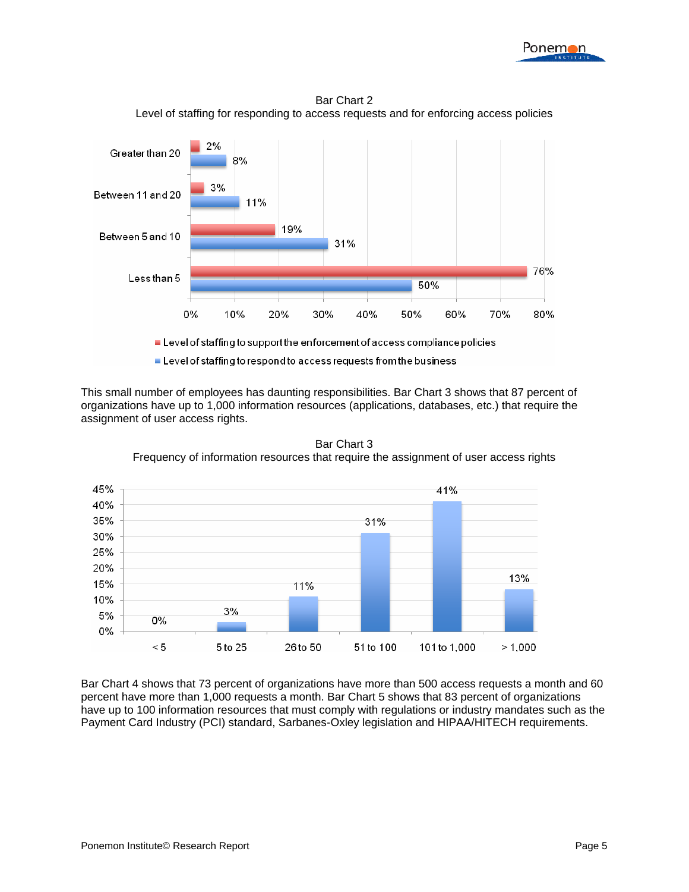Bar Chart 2
Level of staffing for responding to access requests and for enforcing access policies

| | Level of staffing to support the enforcement of access compliance policies | Level of staffing to respond to access requests from the business |
|---|---|---|
| Greater than 20 | 2% | 8% |
| Between 11 and 20 | 3% | 11% |
| Between 5 and 10 | 19% | 31% |
| Less than 5 | 76% | 50% |

This small number of employees has daunting responsibilities. Bar Chart 3 shows that 87 percent of organizations have up to 1,000 information resources (applications, databases, etc.) that require the assignment of user access rights.

Bar Chart 3
Frequency of information resources that require the assignment of user access rights

| < 5 | 5 to 25 | 26 to 50 | 51 to 100 | 101 to 1,000 | > 1,000 |
|---|---|---|---|---|---|
| 0% | 3% | 11% | 31% | 41% | 13% |

Bar Chart 4 shows that 73 percent of organizations have more than 500 access requests a month and 60 percent have more than 1,000 requests a month. Bar Chart 5 shows that 83 percent of organizations have up to 100 information resources that must comply with regulations or industry mandates such as the Payment Card Industry (PCI) standard, Sarbanes-Oxley legislation and HIPAA/HITECH requirements.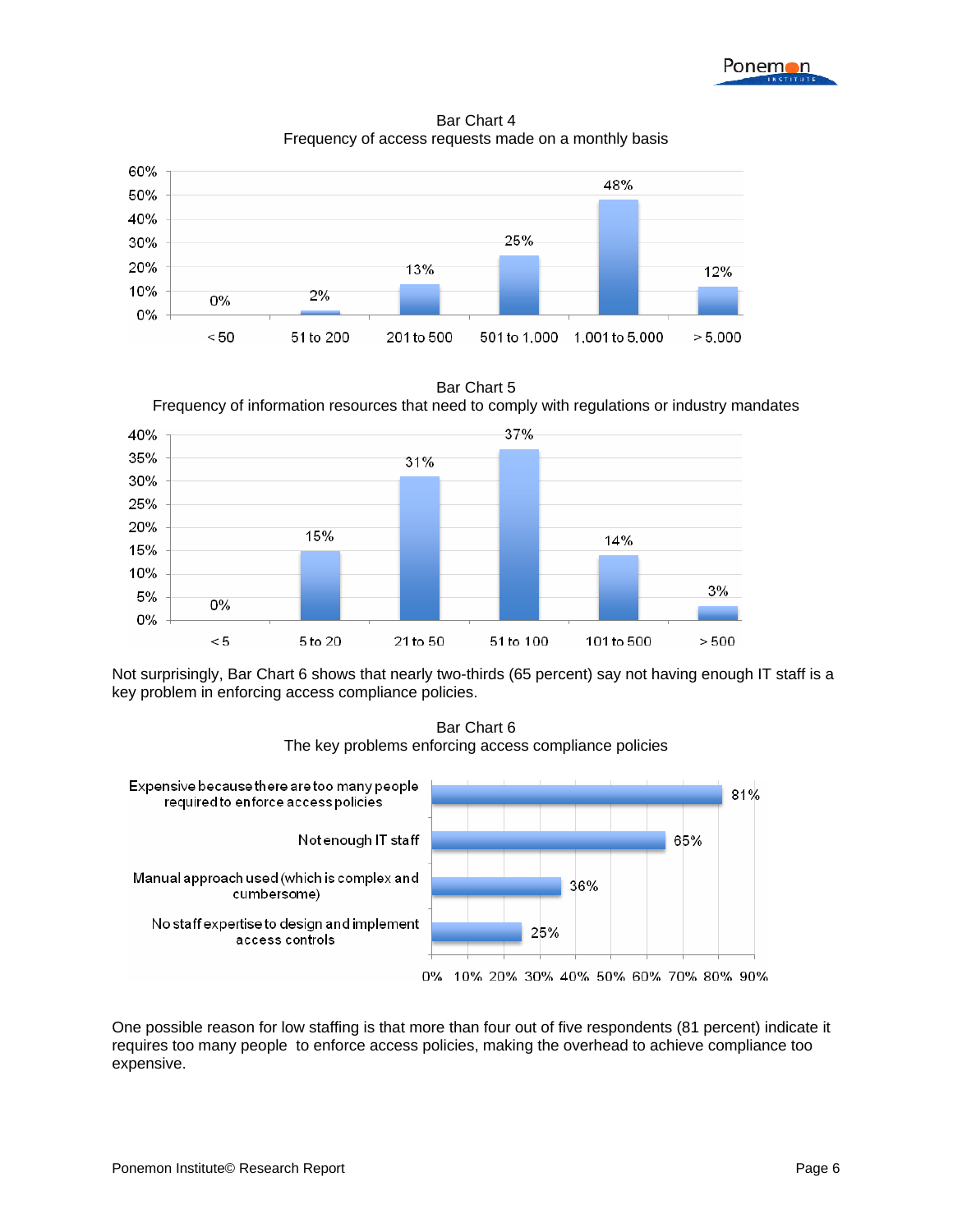Bar Chart 4
Frequency of access requests made on a monthly basis

| < 50 | 51 to 200 | 201 to 500 | 501 to 1,000 | 1,001 to 5,000 | > 5,000 |
|---|---|---|---|---|---|
| 0% | 2% | 13% | 25% | 48% | 12% |

Bar Chart 5
Frequency of information resources that need to comply with regulations or industry mandates

| < 5 | 5 to 20 | 21 to 50 | 51 to 100 | 101 to 500 | > 500 |
|---|---|---|---|---|---|
| 0% | 15% | 31% | 37% | 14% | 3% |

Not surprisingly, Bar Chart 6 shows that nearly two-thirds (65 percent) say not having enough IT staff is a key problem in enforcing access compliance policies.

Bar Chart 6
The key problems enforcing access compliance policies

| Problem | Percent |
|---|---|
| Expensive because there are too many people required to enforce access policies | 81% |
| Not enough IT staff | 65% |
| Manual approach used (which is complex and cumbersome) | 36% |
| No staff expertise to design and implement access controls | 25% |

One possible reason for low staffing is that more than four out of five respondents (81 percent) indicate it requires too many people to enforce access policies, making the overhead to achieve compliance too expensive.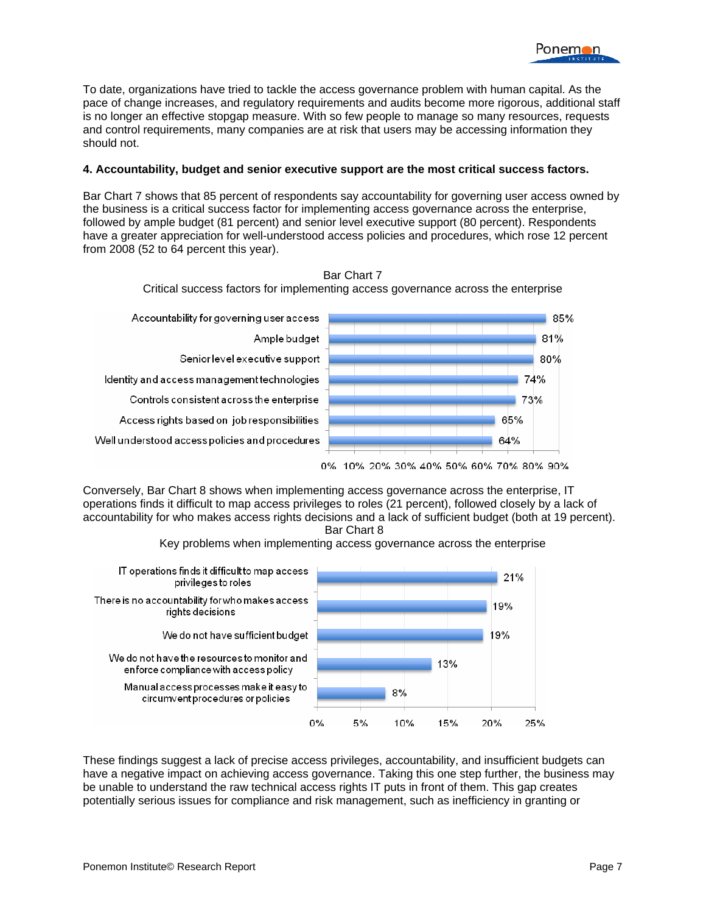To date, organizations have tried to tackle the access governance problem with human capital. As the pace of change increases, and regulatory requirements and audits become more rigorous, additional staff is no longer an effective stopgap measure. With so few people to manage so many resources, requests and control requirements, many companies are at risk that users may be accessing information they should not.

**4. Accountability, budget and senior executive support are the most critical success factors.**

Bar Chart 7 shows that 85 percent of respondents say accountability for governing user access owned by the business is a critical success factor for implementing access governance across the enterprise, followed by ample budget (81 percent) and senior level executive support (80 percent). Respondents have a greater appreciation for well-understood access policies and procedures, which rose 12 percent from 2008 (52 to 64 percent this year).

Bar Chart 7
Critical success factors for implementing access governance across the enterprise

| Factor | Percent |
|---|---|
| Accountability for governing user access | 85% |
| Ample budget | 81% |
| Senior level executive support | 80% |
| Identity and access management technologies | 74% |
| Controls consistent across the enterprise | 73% |
| Access rights based on job responsibilities | 65% |
| Well understood access policies and procedures | 64% |

Conversely, Bar Chart 8 shows when implementing access governance across the enterprise, IT operations finds it difficult to map access privileges to roles (21 percent), followed closely by a lack of accountability for who makes access rights decisions and a lack of sufficient budget (both at 19 percent).

Bar Chart 8
Key problems when implementing access governance across the enterprise

| Problem | Percent |
|---|---|
| IT operations finds it difficult to map access privileges to roles | 21% |
| There is no accountability for who makes access rights decisions | 19% |
| We do not have sufficient budget | 19% |
| We do not have the resources to monitor and enforce compliance with access policy | 13% |
| Manual access processes make it easy to circumvent procedures or policies | 8% |

These findings suggest a lack of precise access privileges, accountability, and insufficient budgets can have a negative impact on achieving access governance. Taking this one step further, the business may be unable to understand the raw technical access rights IT puts in front of them. This gap creates potentially serious issues for compliance and risk management, such as inefficiency in granting or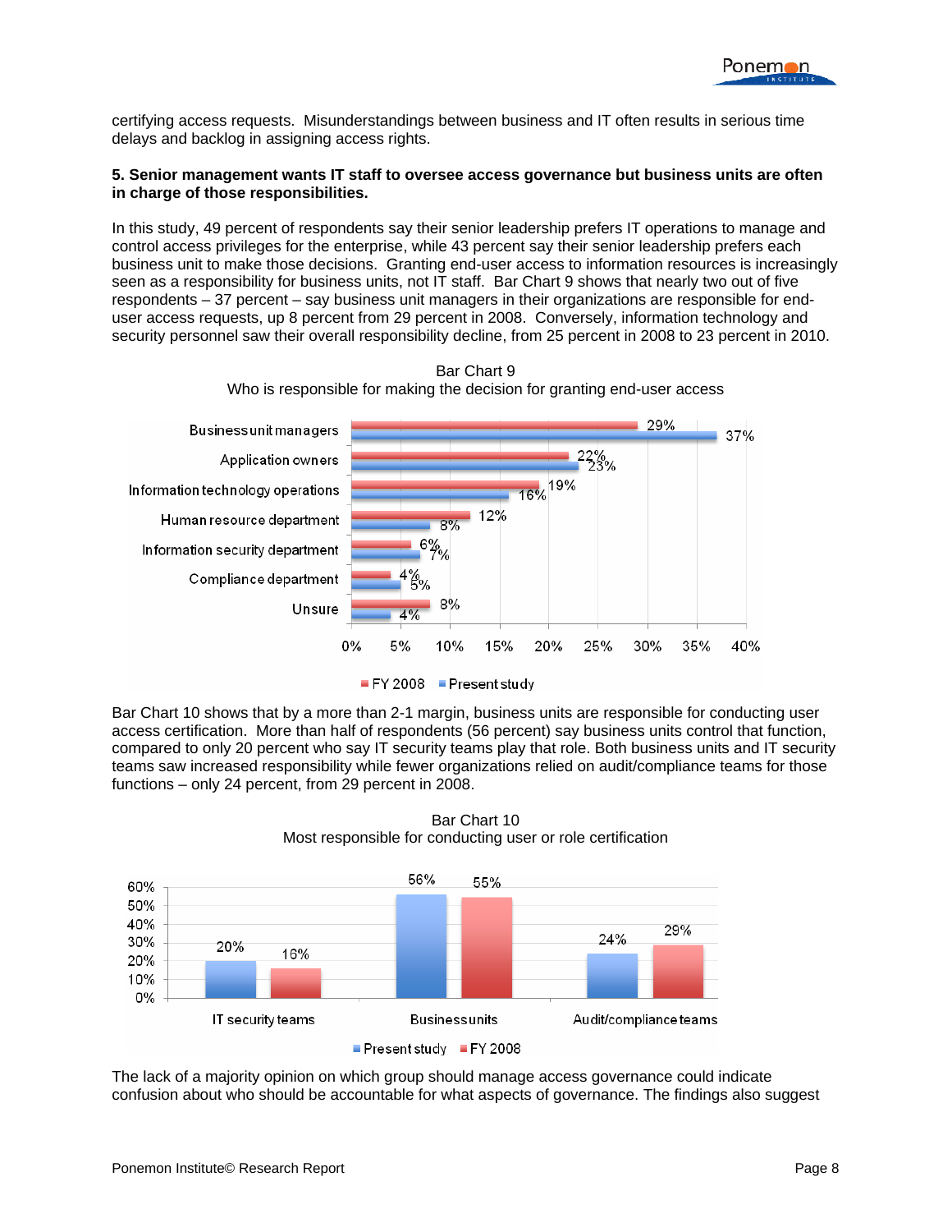certifying access requests. Misunderstandings between business and IT often results in serious time delays and backlog in assigning access rights.

**5. Senior management wants IT staff to oversee access governance but business units are often in charge of those responsibilities.**

In this study, 49 percent of respondents say their senior leadership prefers IT operations to manage and control access privileges for the enterprise, while 43 percent say their senior leadership prefers each business unit to make those decisions. Granting end-user access to information resources is increasingly seen as a responsibility for business units, not IT staff. Bar Chart 9 shows that nearly two out of five respondents – 37 percent – say business unit managers in their organizations are responsible for end-user access requests, up 8 percent from 29 percent in 2008. Conversely, information technology and security personnel saw their overall responsibility decline, from 25 percent in 2008 to 23 percent in 2010.

Bar Chart 9
Who is responsible for making the decision for granting end-user access

| | FY 2008 | Present study |
|---|---|---|
| Business unit managers | 29% | 37% |
| Application owners | 22% | 23% |
| Information technology operations | 19% | 16% |
| Human resource department | 12% | 8% |
| Information security department | 6% | 7% |
| Compliance department | 4% | 5% |
| Unsure | 8% | 4% |

Bar Chart 10 shows that by a more than 2-1 margin, business units are responsible for conducting user access certification. More than half of respondents (56 percent) say business units control that function, compared to only 20 percent who say IT security teams play that role. Both business units and IT security teams saw increased responsibility while fewer organizations relied on audit/compliance teams for those functions – only 24 percent, from 29 percent in 2008.

Bar Chart 10
Most responsible for conducting user or role certification

| | Present study | FY 2008 |
|---|---|---|
| IT security teams | 20% | 16% |
| Business units | 56% | 55% |
| Audit/compliance teams | 24% | 29% |

The lack of a majority opinion on which group should manage access governance could indicate confusion about who should be accountable for what aspects of governance. The findings also suggest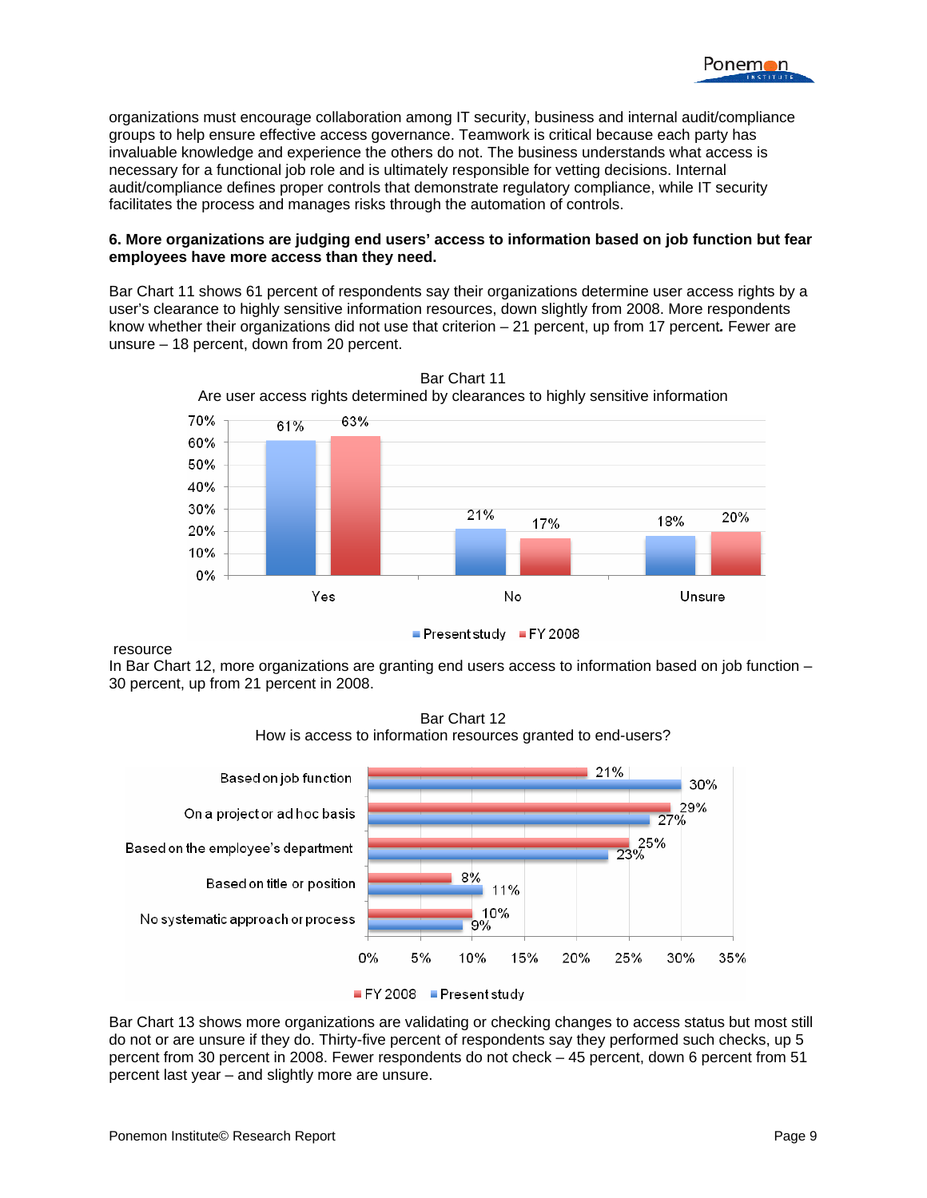organizations must encourage collaboration among IT security, business and internal audit/compliance groups to help ensure effective access governance. Teamwork is critical because each party has invaluable knowledge and experience the others do not. The business understands what access is necessary for a functional job role and is ultimately responsible for vetting decisions. Internal audit/compliance defines proper controls that demonstrate regulatory compliance, while IT security facilitates the process and manages risks through the automation of controls.

**6. More organizations are judging end users' access to information based on job function but fear employees have more access than they need.**

Bar Chart 11 shows 61 percent of respondents say their organizations determine user access rights by a user's clearance to highly sensitive information resources, down slightly from 2008. More respondents know whether their organizations did not use that criterion – 21 percent, up from 17 percent**.** Fewer are unsure – 18 percent, down from 20 percent.

Bar Chart 11
Are user access rights determined by clearances to highly sensitive information

| | Present study | FY 2008 |
|---|---|---|
| Yes | 61% | 63% |
| No | 21% | 17% |
| Unsure | 18% | 20% |

resource

In Bar Chart 12, more organizations are granting end users access to information based on job function – 30 percent, up from 21 percent in 2008.

Bar Chart 12
How is access to information resources granted to end-users?

| | FY 2008 | Present study |
|---|---|---|
| Based on job function | 21% | 30% |
| On a project or ad hoc basis | 29% | 27% |
| Based on the employee's department | 25% | 23% |
| Based on title or position | 8% | 11% |
| No systematic approach or process | 10% | 9% |

Bar Chart 13 shows more organizations are validating or checking changes to access status but most still do not or are unsure if they do. Thirty-five percent of respondents say they performed such checks, up 5 percent from 30 percent in 2008. Fewer respondents do not check – 45 percent, down 6 percent from 51 percent last year – and slightly more are unsure.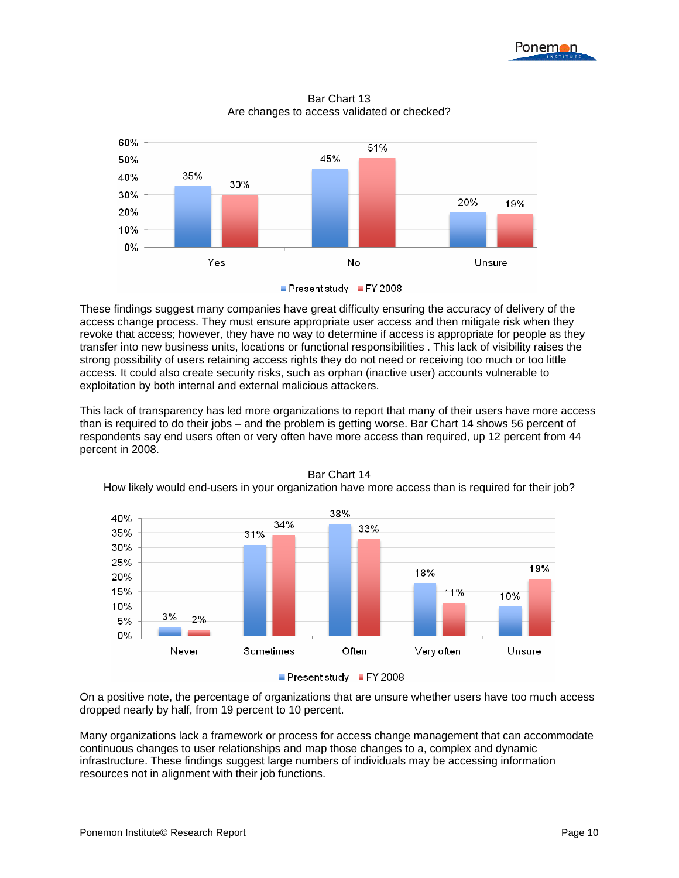Bar Chart 13
Are changes to access validated or checked?

| | Present study | FY 2008 |
|---|---|---|
| Yes | 35% | 30% |
| No | 45% | 51% |
| Unsure | 20% | 19% |

These findings suggest many companies have great difficulty ensuring the accuracy of delivery of the access change process. They must ensure appropriate user access and then mitigate risk when they revoke that access; however, they have no way to determine if access is appropriate for people as they transfer into new business units, locations or functional responsibilities . This lack of visibility raises the strong possibility of users retaining access rights they do not need or receiving too much or too little access. It could also create security risks, such as orphan (inactive user) accounts vulnerable to exploitation by both internal and external malicious attackers.

This lack of transparency has led more organizations to report that many of their users have more access than is required to do their jobs – and the problem is getting worse. Bar Chart 14 shows 56 percent of respondents say end users often or very often have more access than required, up 12 percent from 44 percent in 2008.

Bar Chart 14
How likely would end-users in your organization have more access than is required for their job?

| | Present study | FY 2008 |
|---|---|---|
| Never | 3% | 2% |
| Sometimes | 31% | 34% |
| Often | 38% | 33% |
| Very often | 18% | 11% |
| Unsure | 10% | 19% |

On a positive note, the percentage of organizations that are unsure whether users have too much access dropped nearly by half, from 19 percent to 10 percent.

Many organizations lack a framework or process for access change management that can accommodate continuous changes to user relationships and map those changes to a, complex and dynamic infrastructure. These findings suggest large numbers of individuals may be accessing information resources not in alignment with their job functions.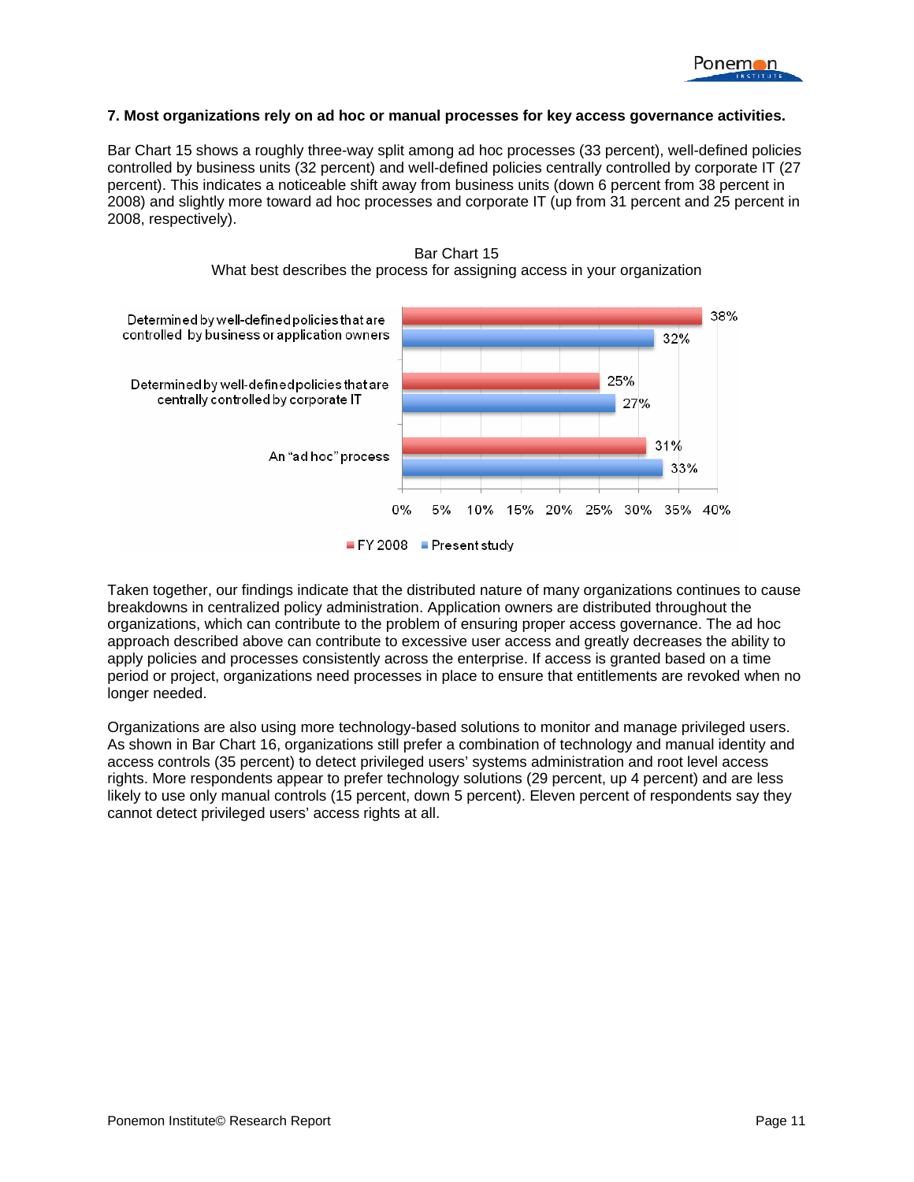**7. Most organizations rely on ad hoc or manual processes for key access governance activities.**

Bar Chart 15 shows a roughly three-way split among ad hoc processes (33 percent), well-defined policies controlled by business units (32 percent) and well-defined policies centrally controlled by corporate IT (27 percent). This indicates a noticeable shift away from business units (down 6 percent from 38 percent in 2008) and slightly more toward ad hoc processes and corporate IT (up from 31 percent and 25 percent in 2008, respectively).

Bar Chart 15
What best describes the process for assigning access in your organization

| | FY 2008 | Present study |
|---|---|---|
| Determined by well-defined policies that are controlled by business or application owners | 38% | 32% |
| Determined by well-defined policies that are centrally controlled by corporate IT | 25% | 27% |
| An "ad hoc" process | 31% | 33% |

Taken together, our findings indicate that the distributed nature of many organizations continues to cause breakdowns in centralized policy administration. Application owners are distributed throughout the organizations, which can contribute to the problem of ensuring proper access governance. The ad hoc approach described above can contribute to excessive user access and greatly decreases the ability to apply policies and processes consistently across the enterprise. If access is granted based on a time period or project, organizations need processes in place to ensure that entitlements are revoked when no longer needed.

Organizations are also using more technology-based solutions to monitor and manage privileged users. As shown in Bar Chart 16, organizations still prefer a combination of technology and manual identity and access controls (35 percent) to detect privileged users' systems administration and root level access rights. More respondents appear to prefer technology solutions (29 percent, up 4 percent) and are less likely to use only manual controls (15 percent, down 5 percent). Eleven percent of respondents say they cannot detect privileged users' access rights at all.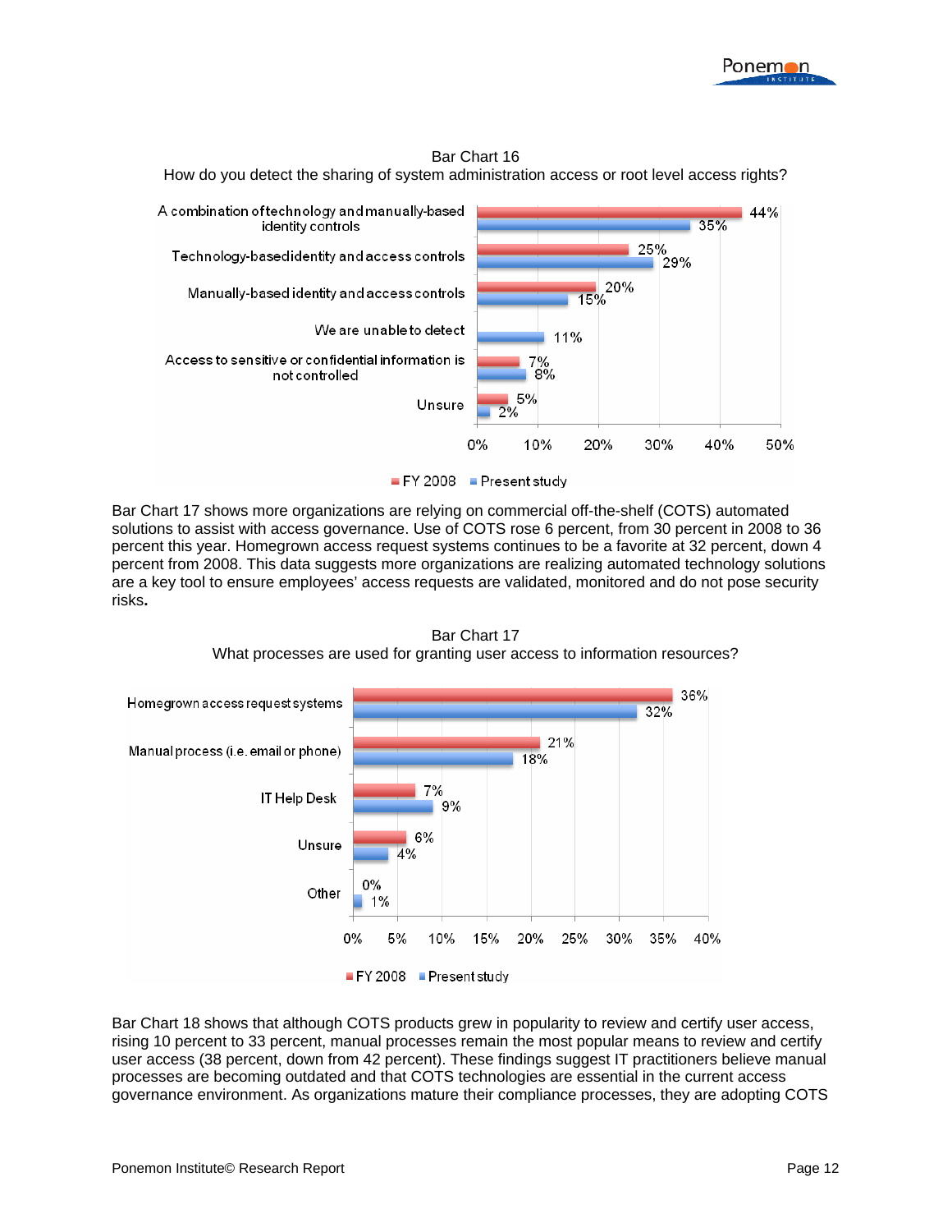Bar Chart 16

How do you detect the sharing of system administration access or root level access rights?

| | FY 2008 | Present study |
|---|---|---|
| A combination of technology and manually-based identity controls | 44% | 35% |
| Technology-based identity and access controls | 25% | 29% |
| Manually-based identity and access controls | 20% | 15% |
| We are unable to detect | | 11% |
| Access to sensitive or confidential information is not controlled | 7% | 8% |
| Unsure | 5% | 2% |

Bar Chart 17 shows more organizations are relying on commercial off-the-shelf (COTS) automated solutions to assist with access governance. Use of COTS rose 6 percent, from 30 percent in 2008 to 36 percent this year. Homegrown access request systems continues to be a favorite at 32 percent, down 4 percent from 2008. This data suggests more organizations are realizing automated technology solutions are a key tool to ensure employees' access requests are validated, monitored and do not pose security risks.

Bar Chart 17

What processes are used for granting user access to information resources?

| | FY 2008 | Present study |
|---|---|---|
| Homegrown access request systems | 36% | 32% |
| Manual process (i.e. email or phone) | 21% | 18% |
| IT Help Desk | 7% | 9% |
| Unsure | 6% | 4% |
| Other | 0% | 1% |

Bar Chart 18 shows that although COTS products grew in popularity to review and certify user access, rising 10 percent to 33 percent, manual processes remain the most popular means to review and certify user access (38 percent, down from 42 percent). These findings suggest IT practitioners believe manual processes are becoming outdated and that COTS technologies are essential in the current access governance environment. As organizations mature their compliance processes, they are adopting COTS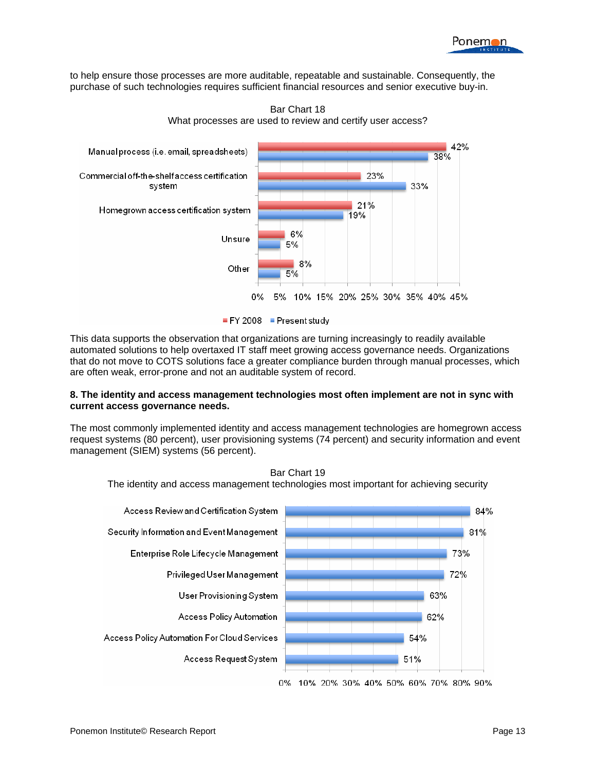to help ensure those processes are more auditable, repeatable and sustainable. Consequently, the purchase of such technologies requires sufficient financial resources and senior executive buy-in.

Bar Chart 18
What processes are used to review and certify user access?

| | FY 2008 | Present study |
|---|---|---|
| Manual process (i.e. email, spreadsheets) | 42% | 38% |
| Commercial off-the-shelf access certification system | 23% | 33% |
| Homegrown access certification system | 21% | 19% |
| Unsure | 6% | 5% |
| Other | 8% | 5% |

This data supports the observation that organizations are turning increasingly to readily available automated solutions to help overtaxed IT staff meet growing access governance needs. Organizations that do not move to COTS solutions face a greater compliance burden through manual processes, which are often weak, error-prone and not an auditable system of record.

**8. The identity and access management technologies most often implement are not in sync with current access governance needs.**

The most commonly implemented identity and access management technologies are homegrown access request systems (80 percent), user provisioning systems (74 percent) and security information and event management (SIEM) systems (56 percent).

Bar Chart 19
The identity and access management technologies most important for achieving security

| Technology | Percent |
|---|---|
| Access Review and Certification System | 84% |
| Security Information and Event Management | 81% |
| Enterprise Role Lifecycle Management | 73% |
| Privileged User Management | 72% |
| User Provisioning System | 63% |
| Access Policy Automation | 62% |
| Access Policy Automation For Cloud Services | 54% |
| Access Request System | 51% |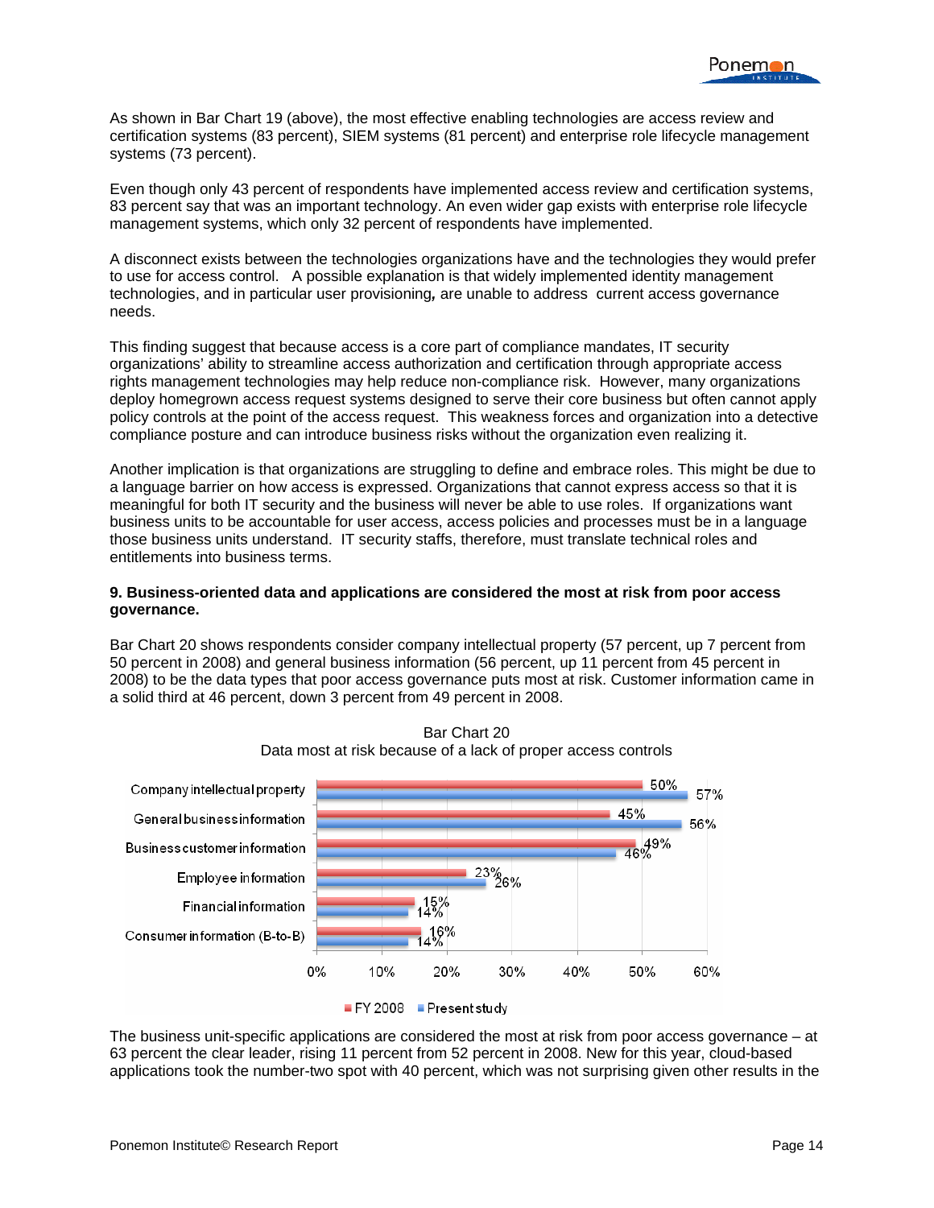As shown in Bar Chart 19 (above), the most effective enabling technologies are access review and certification systems (83 percent), SIEM systems (81 percent) and enterprise role lifecycle management systems (73 percent).

Even though only 43 percent of respondents have implemented access review and certification systems, 83 percent say that was an important technology. An even wider gap exists with enterprise role lifecycle management systems, which only 32 percent of respondents have implemented.

A disconnect exists between the technologies organizations have and the technologies they would prefer to use for access control. A possible explanation is that widely implemented identity management technologies, and in particular user provisioning**,** are unable to address current access governance needs.

This finding suggest that because access is a core part of compliance mandates, IT security organizations' ability to streamline access authorization and certification through appropriate access rights management technologies may help reduce non-compliance risk. However, many organizations deploy homegrown access request systems designed to serve their core business but often cannot apply policy controls at the point of the access request. This weakness forces and organization into a detective compliance posture and can introduce business risks without the organization even realizing it.

Another implication is that organizations are struggling to define and embrace roles. This might be due to a language barrier on how access is expressed. Organizations that cannot express access so that it is meaningful for both IT security and the business will never be able to use roles. If organizations want business units to be accountable for user access, access policies and processes must be in a language those business units understand. IT security staffs, therefore, must translate technical roles and entitlements into business terms.

**9. Business-oriented data and applications are considered the most at risk from poor access governance.**

Bar Chart 20 shows respondents consider company intellectual property (57 percent, up 7 percent from 50 percent in 2008) and general business information (56 percent, up 11 percent from 45 percent in 2008) to be the data types that poor access governance puts most at risk. Customer information came in a solid third at 46 percent, down 3 percent from 49 percent in 2008.

Bar Chart 20
Data most at risk because of a lack of proper access controls

| | FY 2008 | Present study |
|---|---|---|
| Company intellectual property | 50% | 57% |
| General business information | 45% | 56% |
| Business customer information | 49% | 46% |
| Employee information | 23% | 26% |
| Financial information | 15% | 14% |
| Consumer information (B-to-B) | 16% | 14% |

The business unit-specific applications are considered the most at risk from poor access governance – at 63 percent the clear leader, rising 11 percent from 52 percent in 2008. New for this year, cloud-based applications took the number-two spot with 40 percent, which was not surprising given other results in the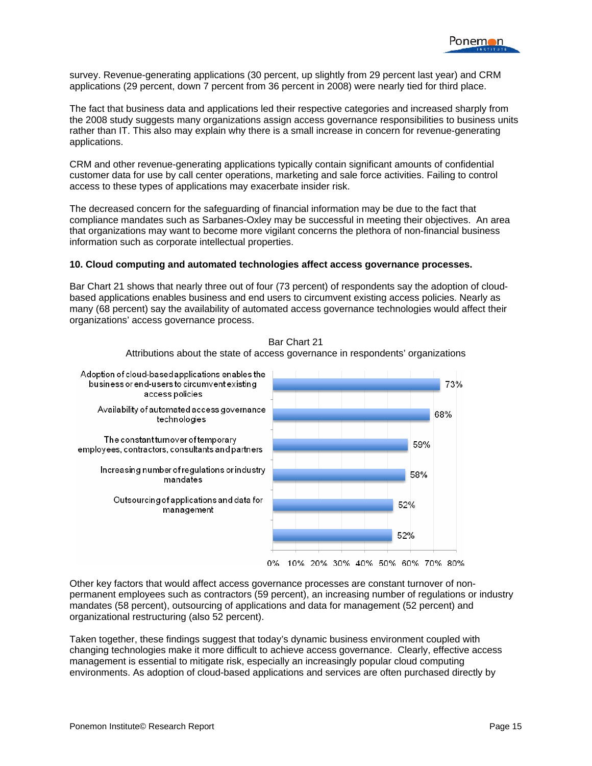survey. Revenue-generating applications (30 percent, up slightly from 29 percent last year) and CRM applications (29 percent, down 7 percent from 36 percent in 2008) were nearly tied for third place.

The fact that business data and applications led their respective categories and increased sharply from the 2008 study suggests many organizations assign access governance responsibilities to business units rather than IT. This also may explain why there is a small increase in concern for revenue-generating applications.

CRM and other revenue-generating applications typically contain significant amounts of confidential customer data for use by call center operations, marketing and sale force activities. Failing to control access to these types of applications may exacerbate insider risk.

The decreased concern for the safeguarding of financial information may be due to the fact that compliance mandates such as Sarbanes-Oxley may be successful in meeting their objectives. An area that organizations may want to become more vigilant concerns the plethora of non-financial business information such as corporate intellectual properties.

**10. Cloud computing and automated technologies affect access governance processes.**

Bar Chart 21 shows that nearly three out of four (73 percent) of respondents say the adoption of cloud-based applications enables business and end users to circumvent existing access policies. Nearly as many (68 percent) say the availability of automated access governance technologies would affect their organizations' access governance process.

Bar Chart 21
Attributions about the state of access governance in respondents' organizations

| Attribution | Percent |
| --- | --- |
| Adoption of cloud-based applications enables the business or end-users to circumvent existing access policies | 73% |
| Availability of automated access governance technologies | 68% |
| The constant turnover of temporary employees, contractors, consultants and partners | 59% |
| Increasing number of regulations or industry mandates | 58% |
| Outsourcing of applications and data for management | 52% |
| | 52% |

Other key factors that would affect access governance processes are constant turnover of non-permanent employees such as contractors (59 percent), an increasing number of regulations or industry mandates (58 percent), outsourcing of applications and data for management (52 percent) and organizational restructuring (also 52 percent).

Taken together, these findings suggest that today's dynamic business environment coupled with changing technologies make it more difficult to achieve access governance. Clearly, effective access management is essential to mitigate risk, especially an increasingly popular cloud computing environments. As adoption of cloud-based applications and services are often purchased directly by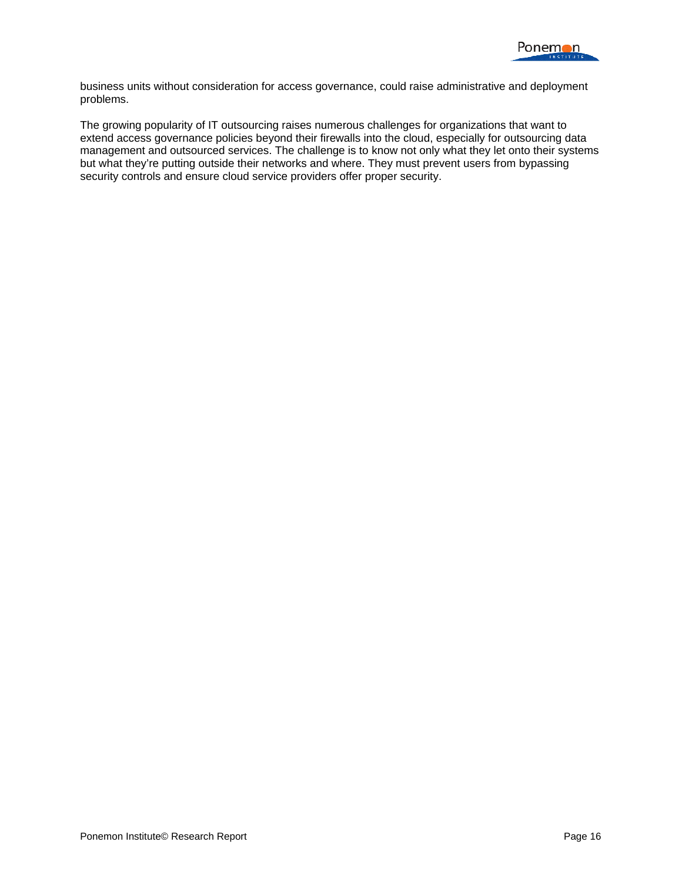business units without consideration for access governance, could raise administrative and deployment problems.

The growing popularity of IT outsourcing raises numerous challenges for organizations that want to extend access governance policies beyond their firewalls into the cloud, especially for outsourcing data management and outsourced services. The challenge is to know not only what they let onto their systems but what they're putting outside their networks and where. They must prevent users from bypassing security controls and ensure cloud service providers offer proper security.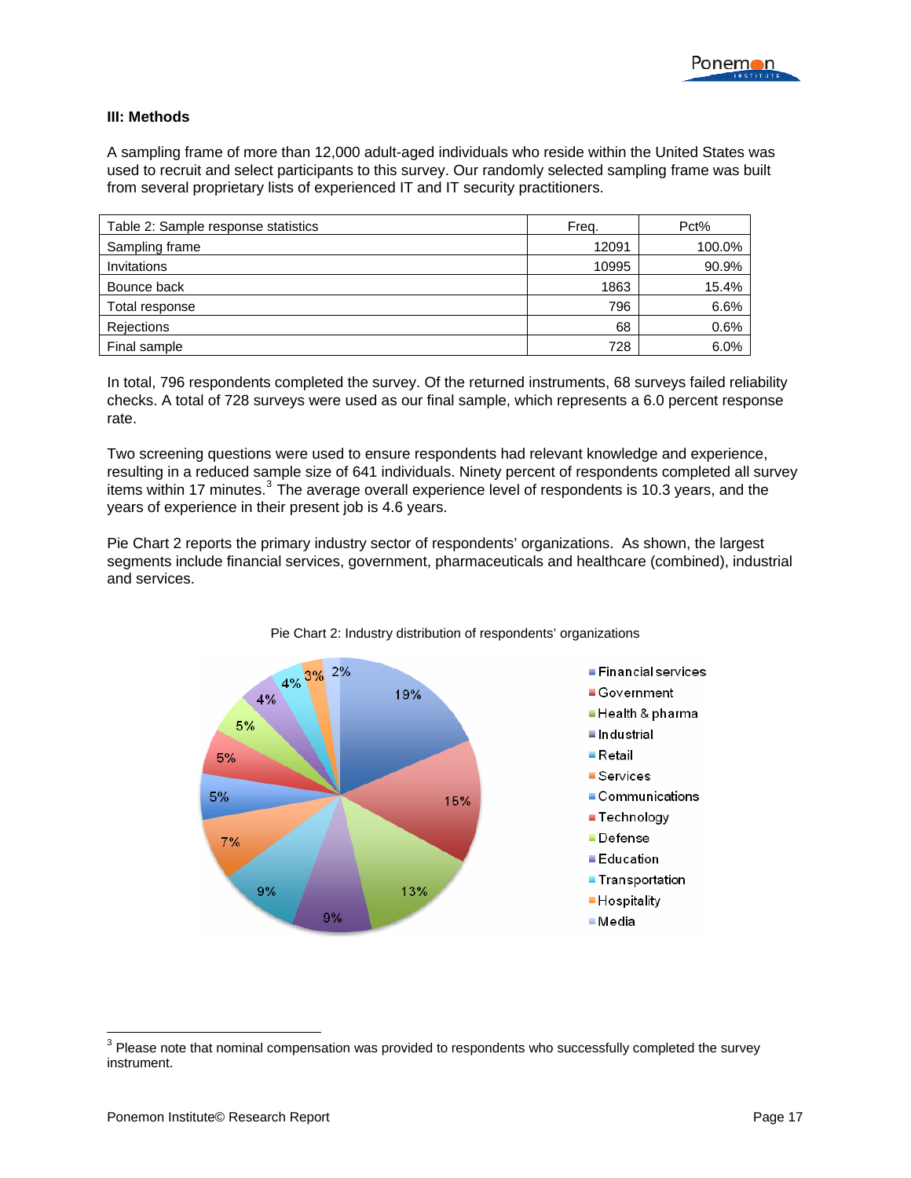### III: Methods

A sampling frame of more than 12,000 adult-aged individuals who reside within the United States was used to recruit and select participants to this survey. Our randomly selected sampling frame was built from several proprietary lists of experienced IT and IT security practitioners.

| Table 2: Sample response statistics | Freq. | Pct% |
|---|---|---|
| Sampling frame | 12091 | 100.0% |
| Invitations | 10995 | 90.9% |
| Bounce back | 1863 | 15.4% |
| Total response | 796 | 6.6% |
| Rejections | 68 | 0.6% |
| Final sample | 728 | 6.0% |

In total, 796 respondents completed the survey. Of the returned instruments, 68 surveys failed reliability checks. A total of 728 surveys were used as our final sample, which represents a 6.0 percent response rate.

Two screening questions were used to ensure respondents had relevant knowledge and experience, resulting in a reduced sample size of 641 individuals. Ninety percent of respondents completed all survey items within 17 minutes.[3] The average overall experience level of respondents is 10.3 years, and the years of experience in their present job is 4.6 years.

Pie Chart 2 reports the primary industry sector of respondents' organizations. As shown, the largest segments include financial services, government, pharmaceuticals and healthcare (combined), industrial and services.

Pie Chart 2: Industry distribution of respondents' organizations

| Industry | Pct% |
|---|---|
| Financial services | 19% |
| Government | 15% |
| Health & pharma | 13% |
| Industrial | 9% |
| Retail | 9% |
| Services | 7% |
| Communications | 5% |
| Technology | 5% |
| Defense | 5% |
| Education | 4% |
| Transportation | 4% |
| Hospitality | 3% |
| Media | 2% |

[3] Please note that nominal compensation was provided to respondents who successfully completed the survey instrument.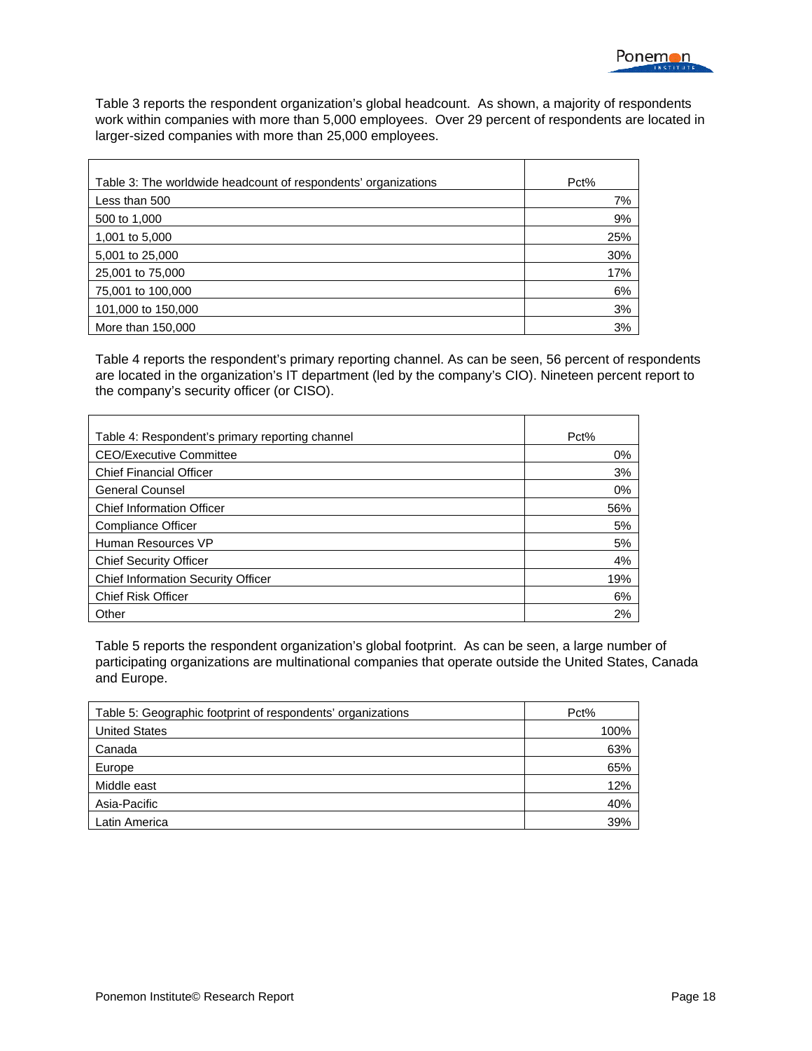Table 3 reports the respondent organization's global headcount. As shown, a majority of respondents work within companies with more than 5,000 employees. Over 29 percent of respondents are located in larger-sized companies with more than 25,000 employees.

| Table 3: The worldwide headcount of respondents' organizations | Pct% |
|---|---|
| Less than 500 | 7% |
| 500 to 1,000 | 9% |
| 1,001 to 5,000 | 25% |
| 5,001 to 25,000 | 30% |
| 25,001 to 75,000 | 17% |
| 75,001 to 100,000 | 6% |
| 101,000 to 150,000 | 3% |
| More than 150,000 | 3% |

Table 4 reports the respondent's primary reporting channel. As can be seen, 56 percent of respondents are located in the organization's IT department (led by the company's CIO). Nineteen percent report to the company's security officer (or CISO).

| Table 4: Respondent's primary reporting channel | Pct% |
|---|---|
| CEO/Executive Committee | 0% |
| Chief Financial Officer | 3% |
| General Counsel | 0% |
| Chief Information Officer | 56% |
| Compliance Officer | 5% |
| Human Resources VP | 5% |
| Chief Security Officer | 4% |
| Chief Information Security Officer | 19% |
| Chief Risk Officer | 6% |
| Other | 2% |

Table 5 reports the respondent organization's global footprint. As can be seen, a large number of participating organizations are multinational companies that operate outside the United States, Canada and Europe.

| Table 5: Geographic footprint of respondents' organizations | Pct% |
|---|---|
| United States | 100% |
| Canada | 63% |
| Europe | 65% |
| Middle east | 12% |
| Asia-Pacific | 40% |
| Latin America | 39% |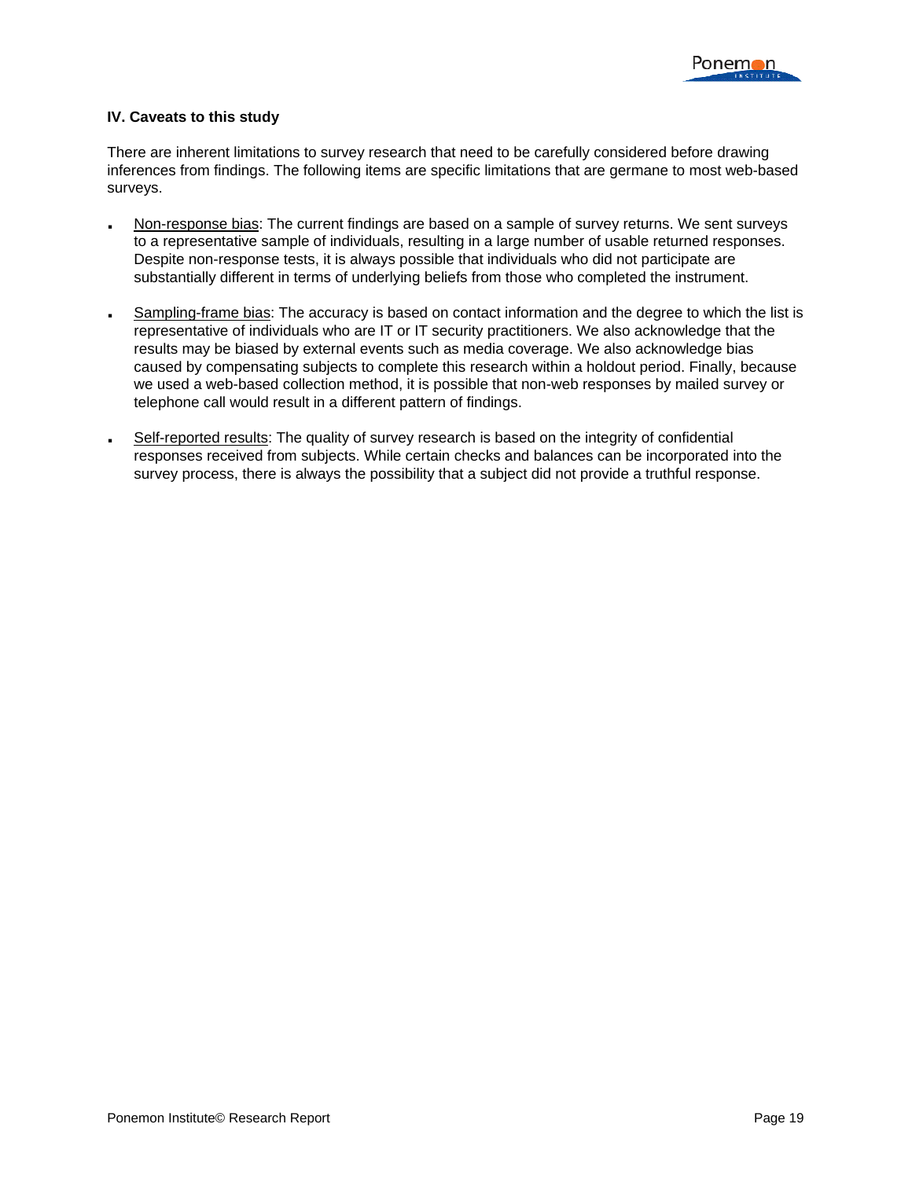### IV. Caveats to this study

There are inherent limitations to survey research that need to be carefully considered before drawing inferences from findings. The following items are specific limitations that are germane to most web-based surveys.

- Non-response bias: The current findings are based on a sample of survey returns. We sent surveys to a representative sample of individuals, resulting in a large number of usable returned responses. Despite non-response tests, it is always possible that individuals who did not participate are substantially different in terms of underlying beliefs from those who completed the instrument.

- Sampling-frame bias: The accuracy is based on contact information and the degree to which the list is representative of individuals who are IT or IT security practitioners. We also acknowledge that the results may be biased by external events such as media coverage. We also acknowledge bias caused by compensating subjects to complete this research within a holdout period. Finally, because we used a web-based collection method, it is possible that non-web responses by mailed survey or telephone call would result in a different pattern of findings.

- Self-reported results: The quality of survey research is based on the integrity of confidential responses received from subjects. While certain checks and balances can be incorporated into the survey process, there is always the possibility that a subject did not provide a truthful response.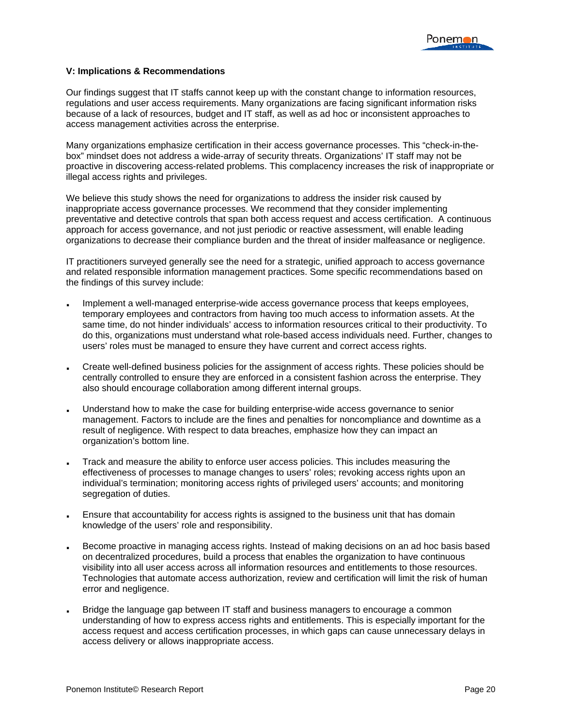## V: Implications & Recommendations

Our findings suggest that IT staffs cannot keep up with the constant change to information resources, regulations and user access requirements. Many organizations are facing significant information risks because of a lack of resources, budget and IT staff, as well as ad hoc or inconsistent approaches to access management activities across the enterprise.

Many organizations emphasize certification in their access governance processes. This "check-in-the-box" mindset does not address a wide-array of security threats. Organizations' IT staff may not be proactive in discovering access-related problems. This complacency increases the risk of inappropriate or illegal access rights and privileges.

We believe this study shows the need for organizations to address the insider risk caused by inappropriate access governance processes. We recommend that they consider implementing preventative and detective controls that span both access request and access certification. A continuous approach for access governance, and not just periodic or reactive assessment, will enable leading organizations to decrease their compliance burden and the threat of insider malfeasance or negligence.

IT practitioners surveyed generally see the need for a strategic, unified approach to access governance and related responsible information management practices. Some specific recommendations based on the findings of this survey include:

- Implement a well-managed enterprise-wide access governance process that keeps employees, temporary employees and contractors from having too much access to information assets. At the same time, do not hinder individuals' access to information resources critical to their productivity. To do this, organizations must understand what role-based access individuals need. Further, changes to users' roles must be managed to ensure they have current and correct access rights.

- Create well-defined business policies for the assignment of access rights. These policies should be centrally controlled to ensure they are enforced in a consistent fashion across the enterprise. They also should encourage collaboration among different internal groups.

- Understand how to make the case for building enterprise-wide access governance to senior management. Factors to include are the fines and penalties for noncompliance and downtime as a result of negligence. With respect to data breaches, emphasize how they can impact an organization's bottom line.

- Track and measure the ability to enforce user access policies. This includes measuring the effectiveness of processes to manage changes to users' roles; revoking access rights upon an individual's termination; monitoring access rights of privileged users' accounts; and monitoring segregation of duties.

- Ensure that accountability for access rights is assigned to the business unit that has domain knowledge of the users' role and responsibility.

- Become proactive in managing access rights. Instead of making decisions on an ad hoc basis based on decentralized procedures, build a process that enables the organization to have continuous visibility into all user access across all information resources and entitlements to those resources. Technologies that automate access authorization, review and certification will limit the risk of human error and negligence.

- Bridge the language gap between IT staff and business managers to encourage a common understanding of how to express access rights and entitlements. This is especially important for the access request and access certification processes, in which gaps can cause unnecessary delays in access delivery or allows inappropriate access.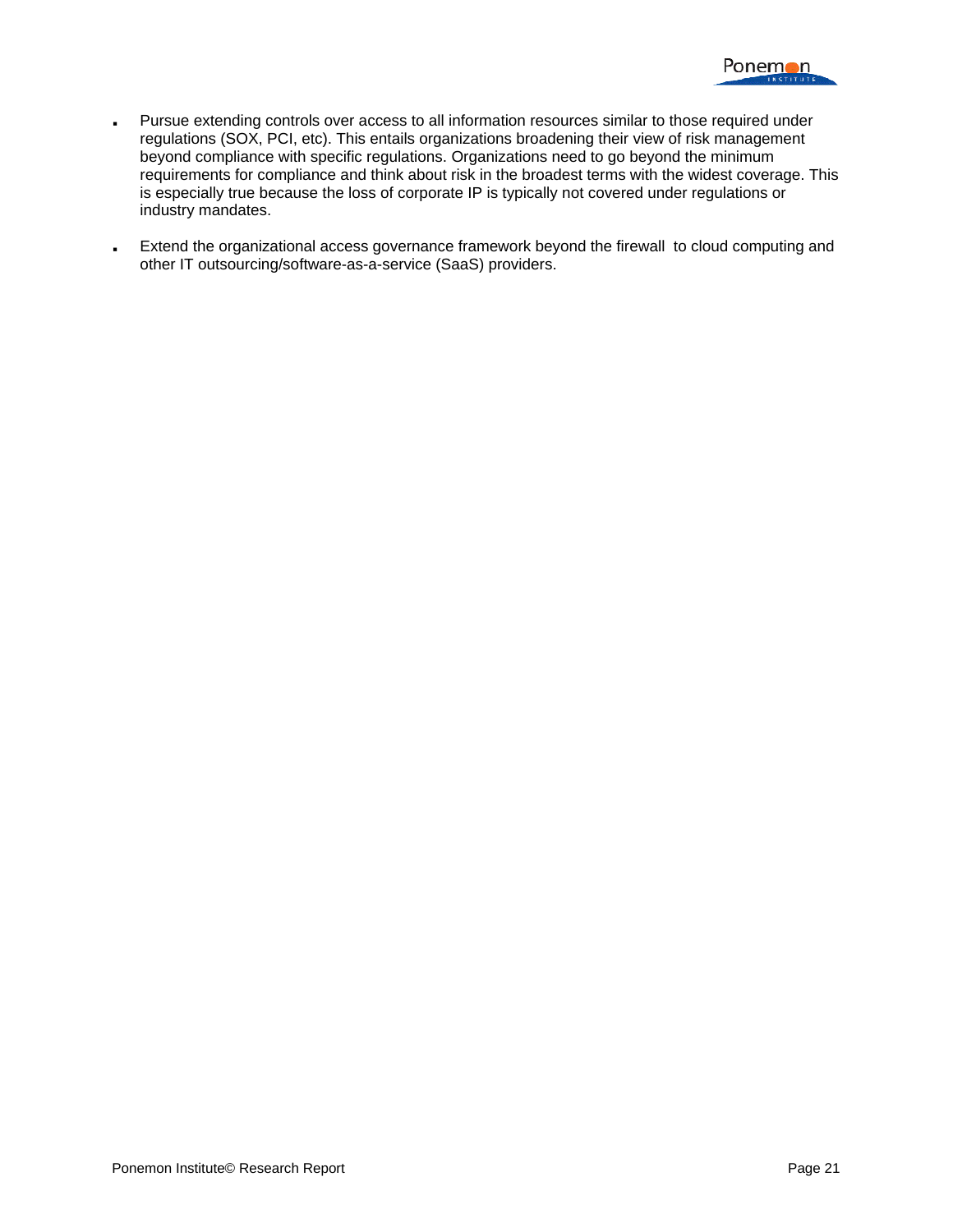- Pursue extending controls over access to all information resources similar to those required under regulations (SOX, PCI, etc). This entails organizations broadening their view of risk management beyond compliance with specific regulations. Organizations need to go beyond the minimum requirements for compliance and think about risk in the broadest terms with the widest coverage. This is especially true because the loss of corporate IP is typically not covered under regulations or industry mandates.

- Extend the organizational access governance framework beyond the firewall to cloud computing and other IT outsourcing/software-as-a-service (SaaS) providers.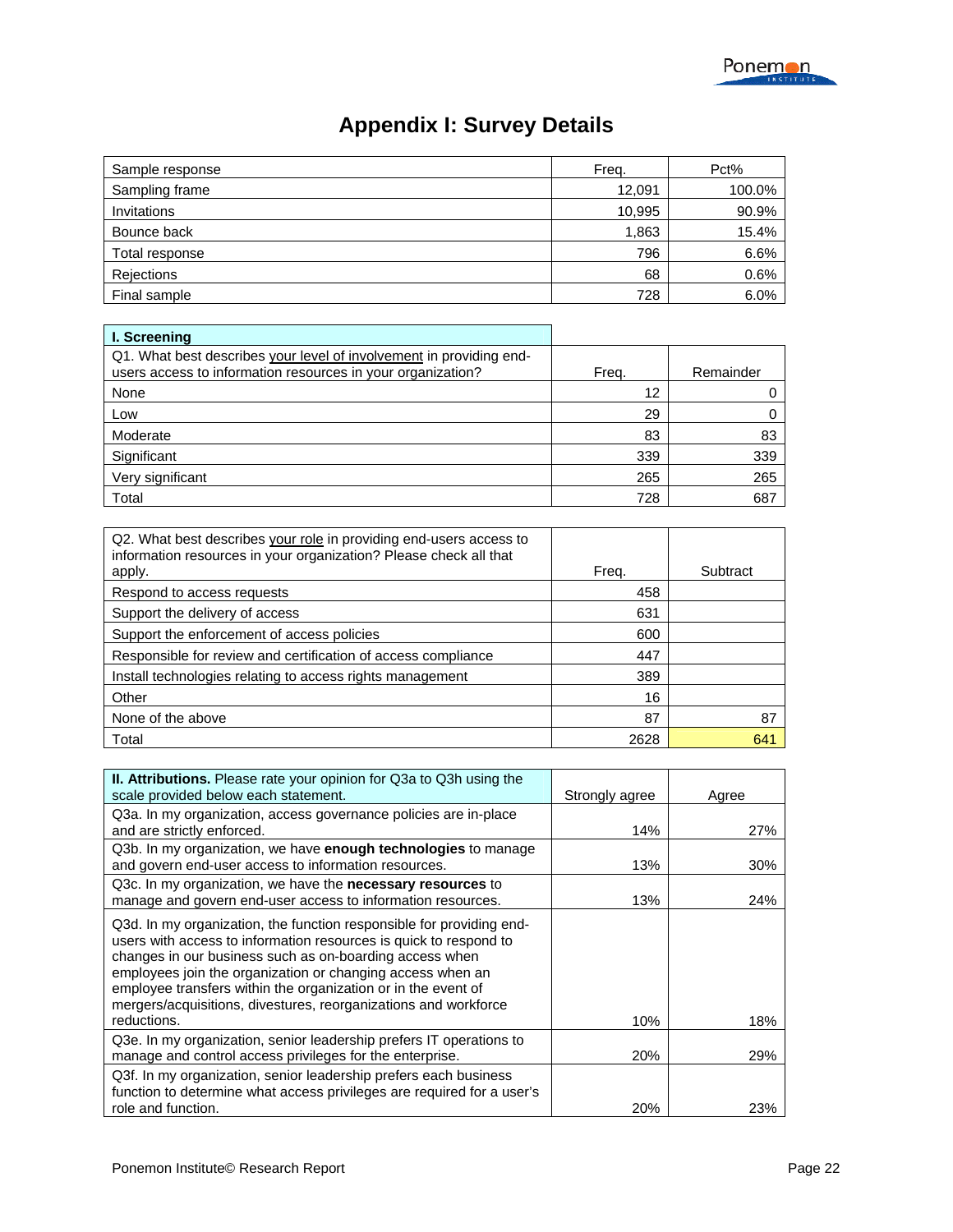# Appendix I: Survey Details

| Sample response | Freq. | Pct% |
|---|---|---|
| Sampling frame | 12,091 | 100.0% |
| Invitations | 10,995 | 90.9% |
| Bounce back | 1,863 | 15.4% |
| Total response | 796 | 6.6% |
| Rejections | 68 | 0.6% |
| Final sample | 728 | 6.0% |

| **I. Screening** | | |
|---|---|---|
| Q1. What best describes <u>your level of involvement</u> in providing end-users access to information resources in your organization? | Freq. | Remainder |
| None | 12 | 0 |
| Low | 29 | 0 |
| Moderate | 83 | 83 |
| Significant | 339 | 339 |
| Very significant | 265 | 265 |
| Total | 728 | 687 |

| Q2. What best describes <u>your role</u> in providing end-users access to information resources in your organization? Please check all that apply. | Freq. | Subtract |
|---|---|---|
| Respond to access requests | 458 | |
| Support the delivery of access | 631 | |
| Support the enforcement of access policies | 600 | |
| Responsible for review and certification of access compliance | 447 | |
| Install technologies relating to access rights management | 389 | |
| Other | 16 | |
| None of the above | 87 | 87 |
| Total | 2628 | 641 |

| **II. Attributions.** Please rate your opinion for Q3a to Q3h using the scale provided below each statement. | Strongly agree | Agree |
|---|---|---|
| Q3a. In my organization, access governance policies are in-place and are strictly enforced. | 14% | 27% |
| Q3b. In my organization, we have **enough technologies** to manage and govern end-user access to information resources. | 13% | 30% |
| Q3c. In my organization, we have the **necessary resources** to manage and govern end-user access to information resources. | 13% | 24% |
| Q3d. In my organization, the function responsible for providing end-users with access to information resources is quick to respond to changes in our business such as on-boarding access when employees join the organization or changing access when an employee transfers within the organization or in the event of mergers/acquisitions, divestures, reorganizations and workforce reductions. | 10% | 18% |
| Q3e. In my organization, senior leadership prefers IT operations to manage and control access privileges for the enterprise. | 20% | 29% |
| Q3f. In my organization, senior leadership prefers each business function to determine what access privileges are required for a user's role and function. | 20% | 23% |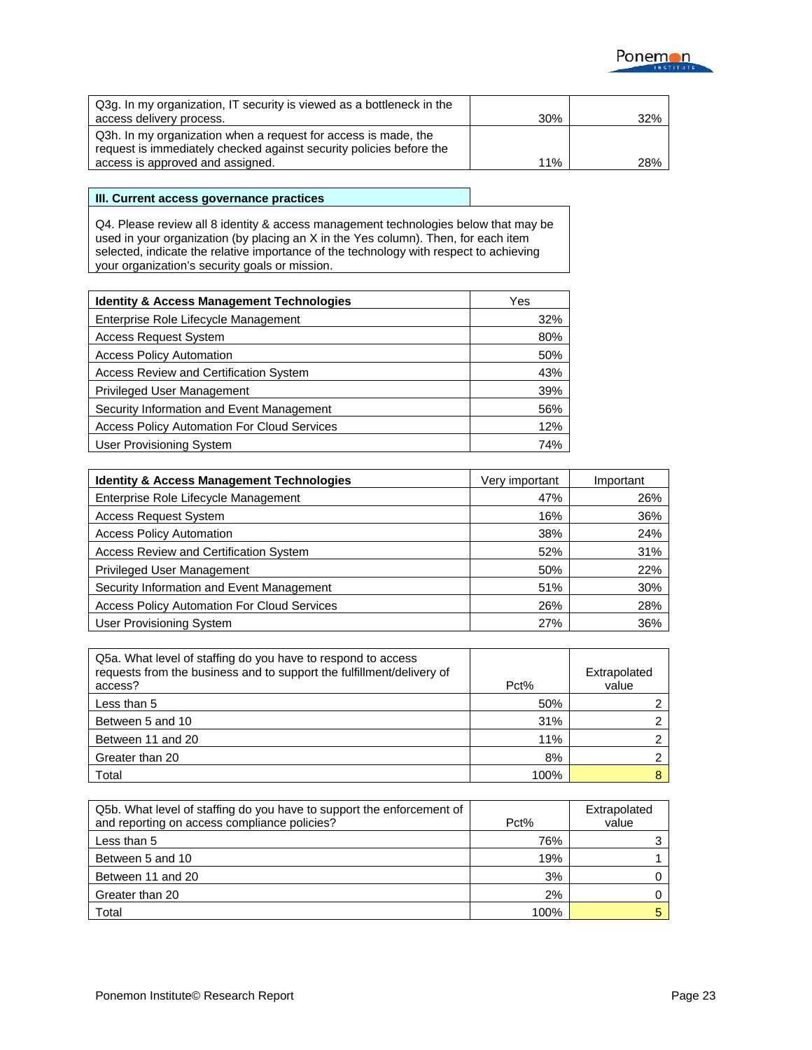| | | |
|---|---|---|
| Q3g. In my organization, IT security is viewed as a bottleneck in the access delivery process. | 30% | 32% |
| Q3h. In my organization when a request for access is made, the request is immediately checked against security policies before the access is approved and assigned. | 11% | 28% |

**III. Current access governance practices**

Q4. Please review all 8 identity & access management technologies below that may be used in your organization (by placing an X in the Yes column). Then, for each item selected, indicate the relative importance of the technology with respect to achieving your organization's security goals or mission.

| Identity & Access Management Technologies | Yes |
|---|---|
| Enterprise Role Lifecycle Management | 32% |
| Access Request System | 80% |
| Access Policy Automation | 50% |
| Access Review and Certification System | 43% |
| Privileged User Management | 39% |
| Security Information and Event Management | 56% |
| Access Policy Automation For Cloud Services | 12% |
| User Provisioning System | 74% |

| Identity & Access Management Technologies | Very important | Important |
|---|---|---|
| Enterprise Role Lifecycle Management | 47% | 26% |
| Access Request System | 16% | 36% |
| Access Policy Automation | 38% | 24% |
| Access Review and Certification System | 52% | 31% |
| Privileged User Management | 50% | 22% |
| Security Information and Event Management | 51% | 30% |
| Access Policy Automation For Cloud Services | 26% | 28% |
| User Provisioning System | 27% | 36% |

| Q5a. What level of staffing do you have to respond to access requests from the business and to support the fulfillment/delivery of access? | Pct% | Extrapolated value |
|---|---|---|
| Less than 5 | 50% | 2 |
| Between 5 and 10 | 31% | 2 |
| Between 11 and 20 | 11% | 2 |
| Greater than 20 | 8% | 2 |
| Total | 100% | 8 |

| Q5b. What level of staffing do you have to support the enforcement of and reporting on access compliance policies? | Pct% | Extrapolated value |
|---|---|---|
| Less than 5 | 76% | 3 |
| Between 5 and 10 | 19% | 1 |
| Between 11 and 20 | 3% | 0 |
| Greater than 20 | 2% | 0 |
| Total | 100% | 5 |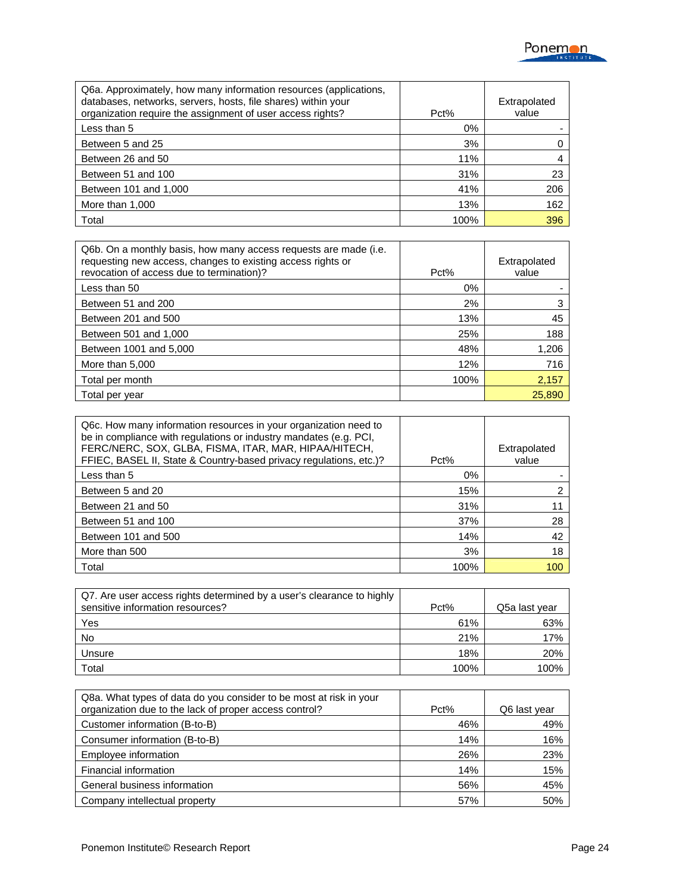| Q6a. Approximately, how many information resources (applications, databases, networks, servers, hosts, file shares) within your organization require the assignment of user access rights? | Pct% | Extrapolated value |
|---|---|---|
| Less than 5 | 0% | - |
| Between 5 and 25 | 3% | 0 |
| Between 26 and 50 | 11% | 4 |
| Between 51 and 100 | 31% | 23 |
| Between 101 and 1,000 | 41% | 206 |
| More than 1,000 | 13% | 162 |
| Total | 100% | 396 |

| Q6b. On a monthly basis, how many access requests are made (i.e. requesting new access, changes to existing access rights or revocation of access due to termination)? | Pct% | Extrapolated value |
|---|---|---|
| Less than 50 | 0% | - |
| Between 51 and 200 | 2% | 3 |
| Between 201 and 500 | 13% | 45 |
| Between 501 and 1,000 | 25% | 188 |
| Between 1001 and 5,000 | 48% | 1,206 |
| More than 5,000 | 12% | 716 |
| Total per month | 100% | 2,157 |
| Total per year | | 25,890 |

| Q6c. How many information resources in your organization need to be in compliance with regulations or industry mandates (e.g. PCI, FERC/NERC, SOX, GLBA, FISMA, ITAR, MAR, HIPAA/HITECH, FFIEC, BASEL II, State & Country-based privacy regulations, etc.)? | Pct% | Extrapolated value |
|---|---|---|
| Less than 5 | 0% | - |
| Between 5 and 20 | 15% | 2 |
| Between 21 and 50 | 31% | 11 |
| Between 51 and 100 | 37% | 28 |
| Between 101 and 500 | 14% | 42 |
| More than 500 | 3% | 18 |
| Total | 100% | 100 |

| Q7. Are user access rights determined by a user's clearance to highly sensitive information resources? | Pct% | Q5a last year |
|---|---|---|
| Yes | 61% | 63% |
| No | 21% | 17% |
| Unsure | 18% | 20% |
| Total | 100% | 100% |

| Q8a. What types of data do you consider to be most at risk in your organization due to the lack of proper access control? | Pct% | Q6 last year |
|---|---|---|
| Customer information (B-to-B) | 46% | 49% |
| Consumer information (B-to-B) | 14% | 16% |
| Employee information | 26% | 23% |
| Financial information | 14% | 15% |
| General business information | 56% | 45% |
| Company intellectual property | 57% | 50% |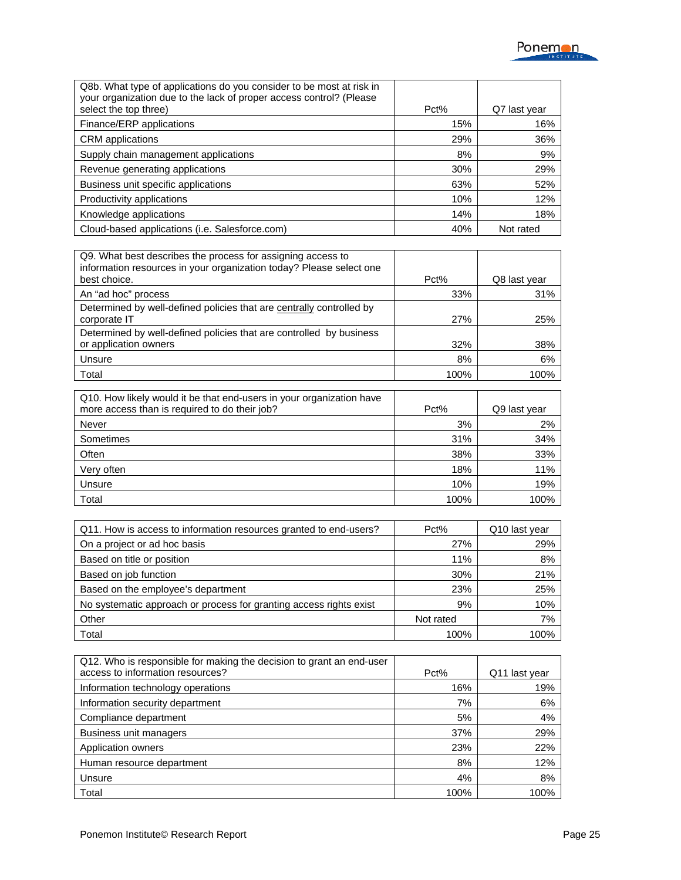| Q8b. What type of applications do you consider to be most at risk in your organization due to the lack of proper access control? (Please select the top three) | Pct% | Q7 last year |
|---|---|---|
| Finance/ERP applications | 15% | 16% |
| CRM applications | 29% | 36% |
| Supply chain management applications | 8% | 9% |
| Revenue generating applications | 30% | 29% |
| Business unit specific applications | 63% | 52% |
| Productivity applications | 10% | 12% |
| Knowledge applications | 14% | 18% |
| Cloud-based applications (i.e. Salesforce.com) | 40% | Not rated |

| Q9. What best describes the process for assigning access to information resources in your organization today? Please select one best choice. | Pct% | Q8 last year |
|---|---|---|
| An "ad hoc" process | 33% | 31% |
| Determined by well-defined policies that are centrally controlled by corporate IT | 27% | 25% |
| Determined by well-defined policies that are controlled by business or application owners | 32% | 38% |
| Unsure | 8% | 6% |
| Total | 100% | 100% |

| Q10. How likely would it be that end-users in your organization have more access than is required to do their job? | Pct% | Q9 last year |
|---|---|---|
| Never | 3% | 2% |
| Sometimes | 31% | 34% |
| Often | 38% | 33% |
| Very often | 18% | 11% |
| Unsure | 10% | 19% |
| Total | 100% | 100% |

| Q11. How is access to information resources granted to end-users? | Pct% | Q10 last year |
|---|---|---|
| On a project or ad hoc basis | 27% | 29% |
| Based on title or position | 11% | 8% |
| Based on job function | 30% | 21% |
| Based on the employee's department | 23% | 25% |
| No systematic approach or process for granting access rights exist | 9% | 10% |
| Other | Not rated | 7% |
| Total | 100% | 100% |

| Q12. Who is responsible for making the decision to grant an end-user access to information resources? | Pct% | Q11 last year |
|---|---|---|
| Information technology operations | 16% | 19% |
| Information security department | 7% | 6% |
| Compliance department | 5% | 4% |
| Business unit managers | 37% | 29% |
| Application owners | 23% | 22% |
| Human resource department | 8% | 12% |
| Unsure | 4% | 8% |
| Total | 100% | 100% |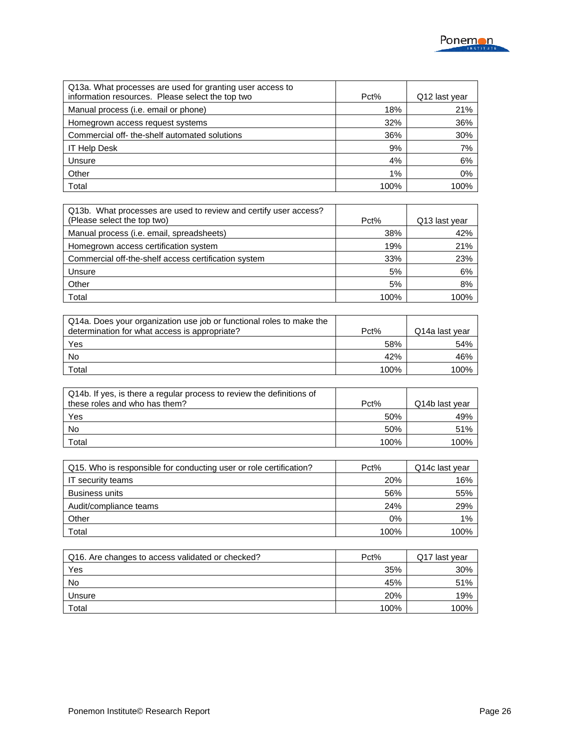| Q13a. What processes are used for granting user access to information resources. Please select the top two | Pct% | Q12 last year |
|---|---|---|
| Manual process (i.e. email or phone) | 18% | 21% |
| Homegrown access request systems | 32% | 36% |
| Commercial off- the-shelf automated solutions | 36% | 30% |
| IT Help Desk | 9% | 7% |
| Unsure | 4% | 6% |
| Other | 1% | 0% |
| Total | 100% | 100% |

| Q13b. What processes are used to review and certify user access? (Please select the top two) | Pct% | Q13 last year |
|---|---|---|
| Manual process (i.e. email, spreadsheets) | 38% | 42% |
| Homegrown access certification system | 19% | 21% |
| Commercial off-the-shelf access certification system | 33% | 23% |
| Unsure | 5% | 6% |
| Other | 5% | 8% |
| Total | 100% | 100% |

| Q14a. Does your organization use job or functional roles to make the determination for what access is appropriate? | Pct% | Q14a last year |
|---|---|---|
| Yes | 58% | 54% |
| No | 42% | 46% |
| Total | 100% | 100% |

| Q14b. If yes, is there a regular process to review the definitions of these roles and who has them? | Pct% | Q14b last year |
|---|---|---|
| Yes | 50% | 49% |
| No | 50% | 51% |
| Total | 100% | 100% |

| Q15. Who is responsible for conducting user or role certification? | Pct% | Q14c last year |
|---|---|---|
| IT security teams | 20% | 16% |
| Business units | 56% | 55% |
| Audit/compliance teams | 24% | 29% |
| Other | 0% | 1% |
| Total | 100% | 100% |

| Q16. Are changes to access validated or checked? | Pct% | Q17 last year |
|---|---|---|
| Yes | 35% | 30% |
| No | 45% | 51% |
| Unsure | 20% | 19% |
| Total | 100% | 100% |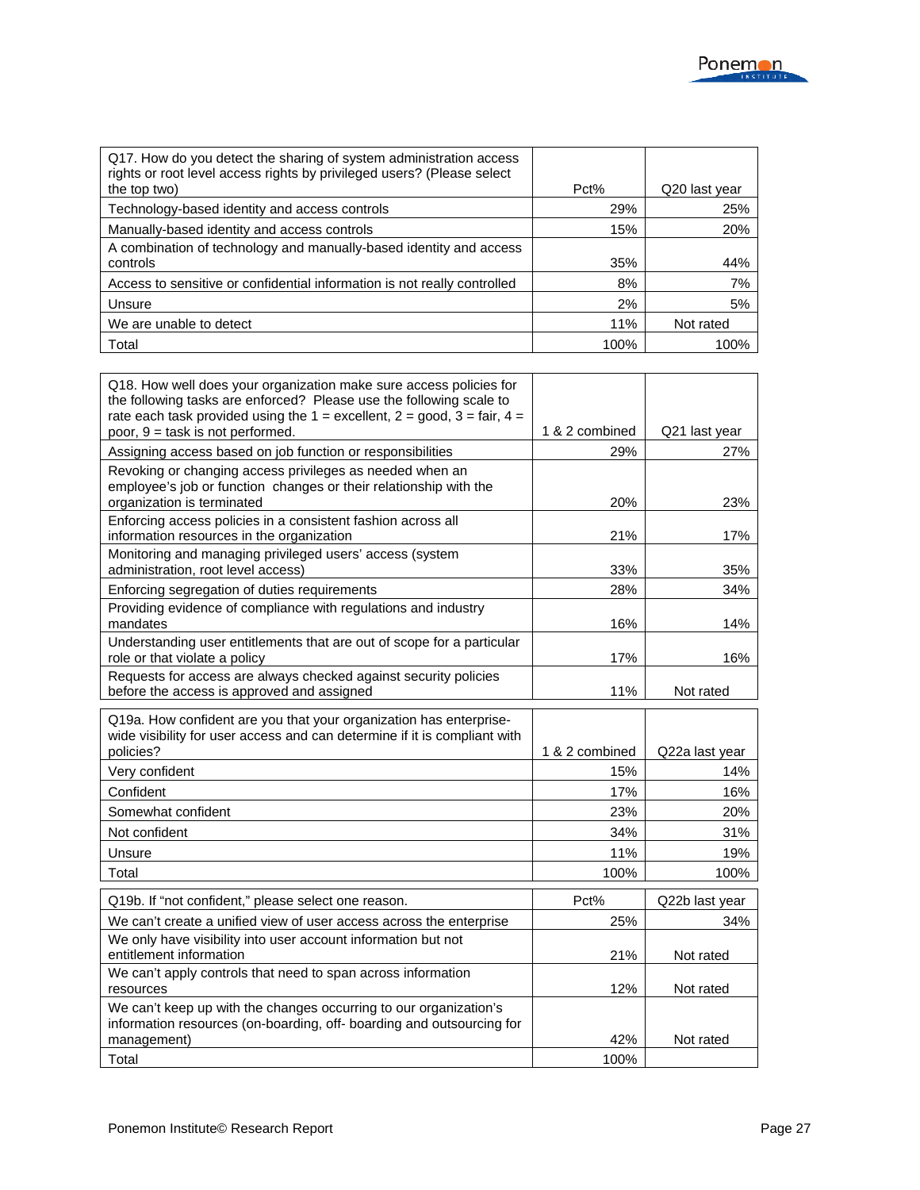| Q17. How do you detect the sharing of system administration access rights or root level access rights by privileged users? (Please select the top two) | Pct% | Q20 last year |
|---|---|---|
| Technology-based identity and access controls | 29% | 25% |
| Manually-based identity and access controls | 15% | 20% |
| A combination of technology and manually-based identity and access controls | 35% | 44% |
| Access to sensitive or confidential information is not really controlled | 8% | 7% |
| Unsure | 2% | 5% |
| We are unable to detect | 11% | Not rated |
| Total | 100% | 100% |

| Q18. How well does your organization make sure access policies for the following tasks are enforced? Please use the following scale to rate each task provided using the 1 = excellent, 2 = good, 3 = fair, 4 = poor, 9 = task is not performed. | 1 & 2 combined | Q21 last year |
|---|---|---|
| Assigning access based on job function or responsibilities | 29% | 27% |
| Revoking or changing access privileges as needed when an employee's job or function changes or their relationship with the organization is terminated | 20% | 23% |
| Enforcing access policies in a consistent fashion across all information resources in the organization | 21% | 17% |
| Monitoring and managing privileged users' access (system administration, root level access) | 33% | 35% |
| Enforcing segregation of duties requirements | 28% | 34% |
| Providing evidence of compliance with regulations and industry mandates | 16% | 14% |
| Understanding user entitlements that are out of scope for a particular role or that violate a policy | 17% | 16% |
| Requests for access are always checked against security policies before the access is approved and assigned | 11% | Not rated |

| Q19a. How confident are you that your organization has enterprise-wide visibility for user access and can determine if it is compliant with policies? | 1 & 2 combined | Q22a last year |
|---|---|---|
| Very confident | 15% | 14% |
| Confident | 17% | 16% |
| Somewhat confident | 23% | 20% |
| Not confident | 34% | 31% |
| Unsure | 11% | 19% |
| Total | 100% | 100% |

| Q19b. If "not confident," please select one reason. | Pct% | Q22b last year |
|---|---|---|
| We can't create a unified view of user access across the enterprise | 25% | 34% |
| We only have visibility into user account information but not entitlement information | 21% | Not rated |
| We can't apply controls that need to span across information resources | 12% | Not rated |
| We can't keep up with the changes occurring to our organization's information resources (on-boarding, off- boarding and outsourcing for management) | 42% | Not rated |
| Total | 100% | |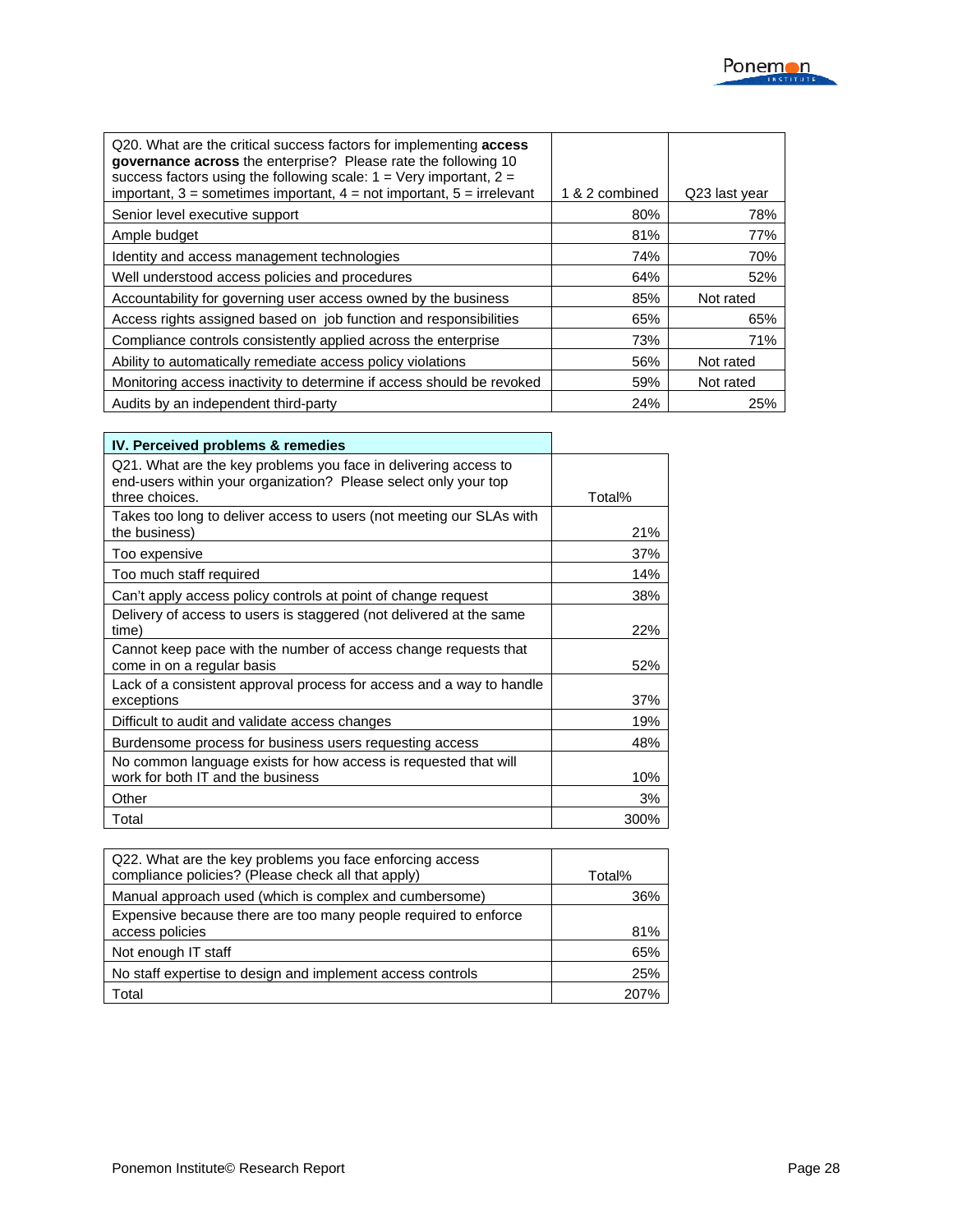| Q20. What are the critical success factors for implementing **access governance across** the enterprise? Please rate the following 10 success factors using the following scale: 1 = Very important, 2 = important, 3 = sometimes important, 4 = not important, 5 = irrelevant | 1 & 2 combined | Q23 last year |
|---|---|---|
| Senior level executive support | 80% | 78% |
| Ample budget | 81% | 77% |
| Identity and access management technologies | 74% | 70% |
| Well understood access policies and procedures | 64% | 52% |
| Accountability for governing user access owned by the business | 85% | Not rated |
| Access rights assigned based on job function and responsibilities | 65% | 65% |
| Compliance controls consistently applied across the enterprise | 73% | 71% |
| Ability to automatically remediate access policy violations | 56% | Not rated |
| Monitoring access inactivity to determine if access should be revoked | 59% | Not rated |
| Audits by an independent third-party | 24% | 25% |

## IV. Perceived problems & remedies

| Q21. What are the key problems you face in delivering access to end-users within your organization? Please select only your top three choices. | Total% |
|---|---|
| Takes too long to deliver access to users (not meeting our SLAs with the business) | 21% |
| Too expensive | 37% |
| Too much staff required | 14% |
| Can't apply access policy controls at point of change request | 38% |
| Delivery of access to users is staggered (not delivered at the same time) | 22% |
| Cannot keep pace with the number of access change requests that come in on a regular basis | 52% |
| Lack of a consistent approval process for access and a way to handle exceptions | 37% |
| Difficult to audit and validate access changes | 19% |
| Burdensome process for business users requesting access | 48% |
| No common language exists for how access is requested that will work for both IT and the business | 10% |
| Other | 3% |
| Total | 300% |

| Q22. What are the key problems you face enforcing access compliance policies? (Please check all that apply) | Total% |
|---|---|
| Manual approach used (which is complex and cumbersome) | 36% |
| Expensive because there are too many people required to enforce access policies | 81% |
| Not enough IT staff | 65% |
| No staff expertise to design and implement access controls | 25% |
| Total | 207% |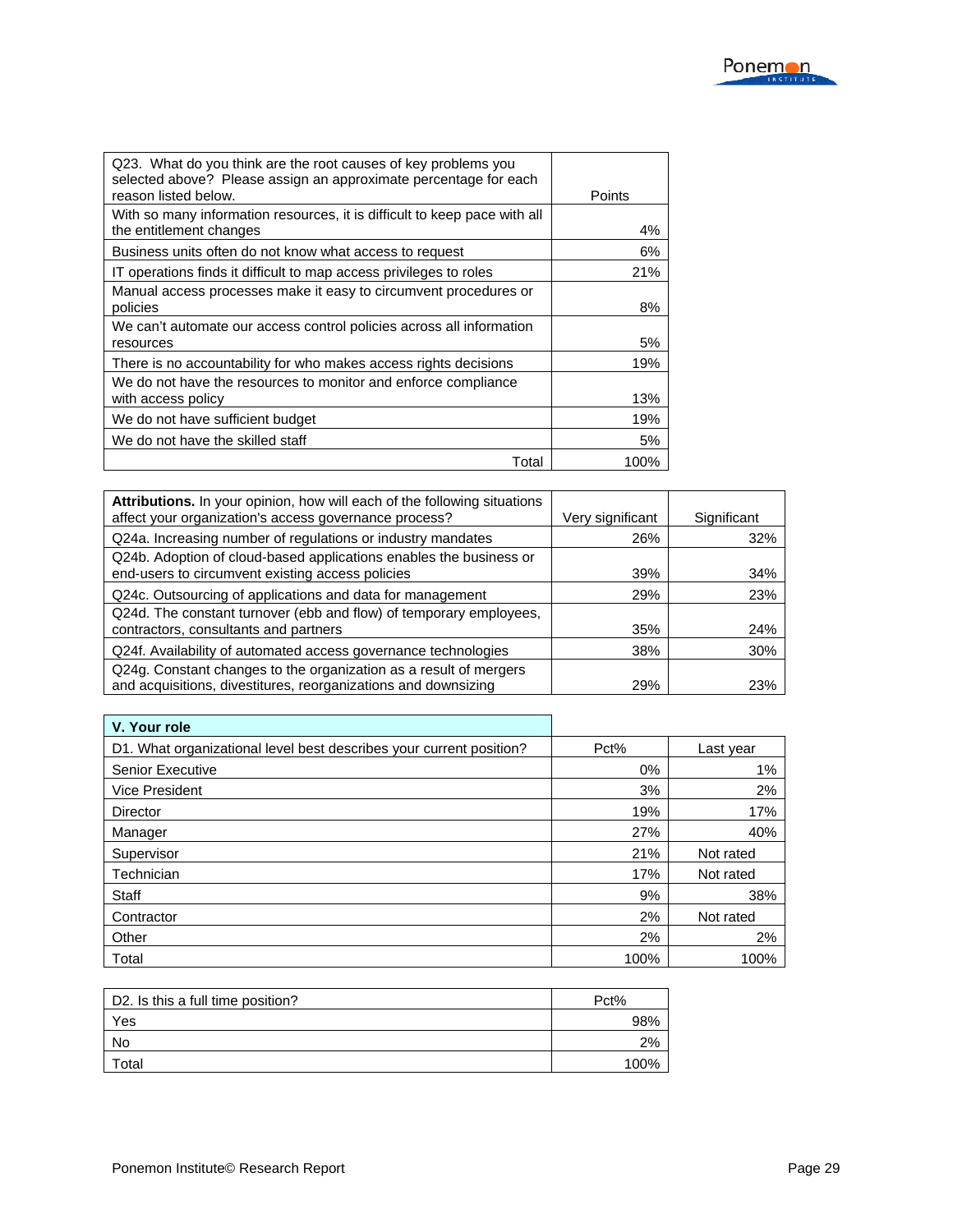| Q23. What do you think are the root causes of key problems you selected above? Please assign an approximate percentage for each reason listed below. | Points |
|---|---|
| With so many information resources, it is difficult to keep pace with all the entitlement changes | 4% |
| Business units often do not know what access to request | 6% |
| IT operations finds it difficult to map access privileges to roles | 21% |
| Manual access processes make it easy to circumvent procedures or policies | 8% |
| We can't automate our access control policies across all information resources | 5% |
| There is no accountability for who makes access rights decisions | 19% |
| We do not have the resources to monitor and enforce compliance with access policy | 13% |
| We do not have sufficient budget | 19% |
| We do not have the skilled staff | 5% |
| Total | 100% |

| **Attributions.** In your opinion, how will each of the following situations affect your organization's access governance process? | Very significant | Significant |
|---|---|---|
| Q24a. Increasing number of regulations or industry mandates | 26% | 32% |
| Q24b. Adoption of cloud-based applications enables the business or end-users to circumvent existing access policies | 39% | 34% |
| Q24c. Outsourcing of applications and data for management | 29% | 23% |
| Q24d. The constant turnover (ebb and flow) of temporary employees, contractors, consultants and partners | 35% | 24% |
| Q24f. Availability of automated access governance technologies | 38% | 30% |
| Q24g. Constant changes to the organization as a result of mergers and acquisitions, divestitures, reorganizations and downsizing | 29% | 23% |

| **V. Your role** | | |
|---|---|---|
| D1. What organizational level best describes your current position? | Pct% | Last year |
| Senior Executive | 0% | 1% |
| Vice President | 3% | 2% |
| Director | 19% | 17% |
| Manager | 27% | 40% |
| Supervisor | 21% | Not rated |
| Technician | 17% | Not rated |
| Staff | 9% | 38% |
| Contractor | 2% | Not rated |
| Other | 2% | 2% |
| Total | 100% | 100% |

| D2. Is this a full time position? | Pct% |
|---|---|
| Yes | 98% |
| No | 2% |
| Total | 100% |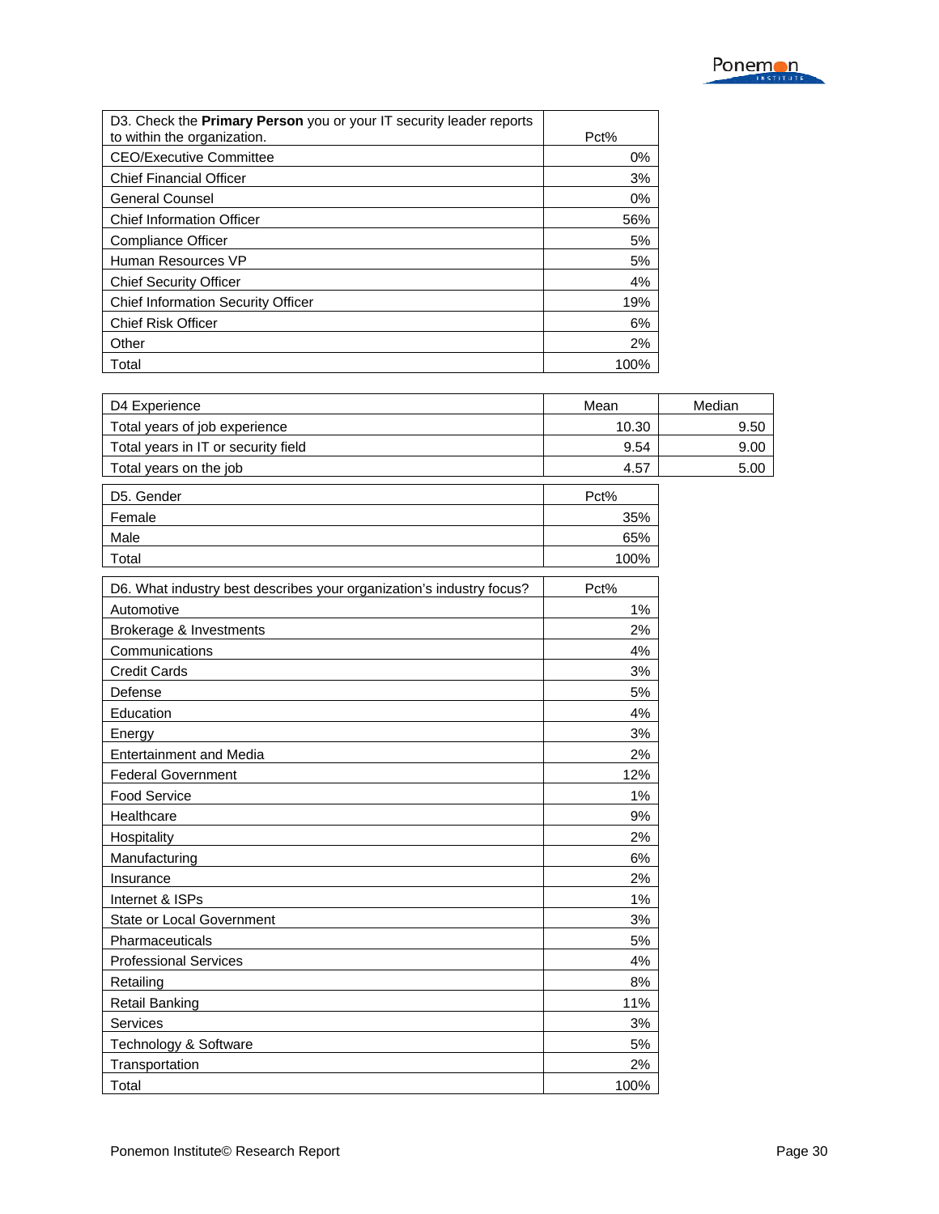| D3. Check the **Primary Person** you or your IT security leader reports to within the organization. | Pct% |
|---|---|
| CEO/Executive Committee | 0% |
| Chief Financial Officer | 3% |
| General Counsel | 0% |
| Chief Information Officer | 56% |
| Compliance Officer | 5% |
| Human Resources VP | 5% |
| Chief Security Officer | 4% |
| Chief Information Security Officer | 19% |
| Chief Risk Officer | 6% |
| Other | 2% |
| Total | 100% |

| D4 Experience | Mean | Median |
|---|---|---|
| Total years of job experience | 10.30 | 9.50 |
| Total years in IT or security field | 9.54 | 9.00 |
| Total years on the job | 4.57 | 5.00 |

| D5. Gender | Pct% |
|---|---|
| Female | 35% |
| Male | 65% |
| Total | 100% |

| D6. What industry best describes your organization's industry focus? | Pct% |
|---|---|
| Automotive | 1% |
| Brokerage & Investments | 2% |
| Communications | 4% |
| Credit Cards | 3% |
| Defense | 5% |
| Education | 4% |
| Energy | 3% |
| Entertainment and Media | 2% |
| Federal Government | 12% |
| Food Service | 1% |
| Healthcare | 9% |
| Hospitality | 2% |
| Manufacturing | 6% |
| Insurance | 2% |
| Internet & ISPs | 1% |
| State or Local Government | 3% |
| Pharmaceuticals | 5% |
| Professional Services | 4% |
| Retailing | 8% |
| Retail Banking | 11% |
| Services | 3% |
| Technology & Software | 5% |
| Transportation | 2% |
| Total | 100% |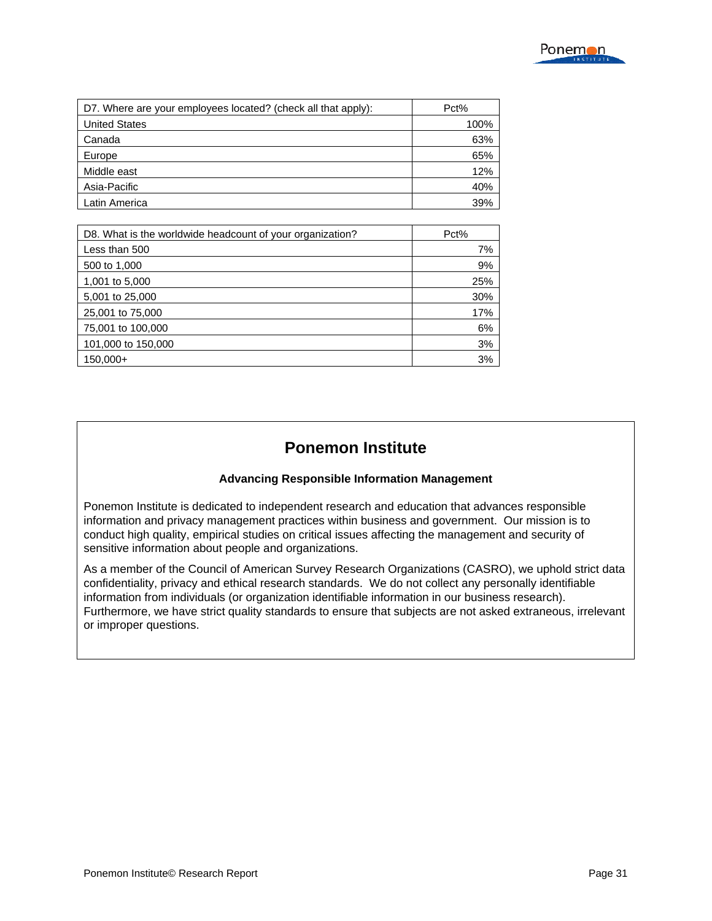| D7. Where are your employees located? (check all that apply): | Pct% |
|---|---|
| United States | 100% |
| Canada | 63% |
| Europe | 65% |
| Middle east | 12% |
| Asia-Pacific | 40% |
| Latin America | 39% |

| D8. What is the worldwide headcount of your organization? | Pct% |
|---|---|
| Less than 500 | 7% |
| 500 to 1,000 | 9% |
| 1,001 to 5,000 | 25% |
| 5,001 to 25,000 | 30% |
| 25,001 to 75,000 | 17% |
| 75,001 to 100,000 | 6% |
| 101,000 to 150,000 | 3% |
| 150,000+ | 3% |

## Ponemon Institute

**Advancing Responsible Information Management**

Ponemon Institute is dedicated to independent research and education that advances responsible information and privacy management practices within business and government. Our mission is to conduct high quality, empirical studies on critical issues affecting the management and security of sensitive information about people and organizations.

As a member of the Council of American Survey Research Organizations (CASRO), we uphold strict data confidentiality, privacy and ethical research standards. We do not collect any personally identifiable information from individuals (or organization identifiable information in our business research). Furthermore, we have strict quality standards to ensure that subjects are not asked extraneous, irrelevant or improper questions.